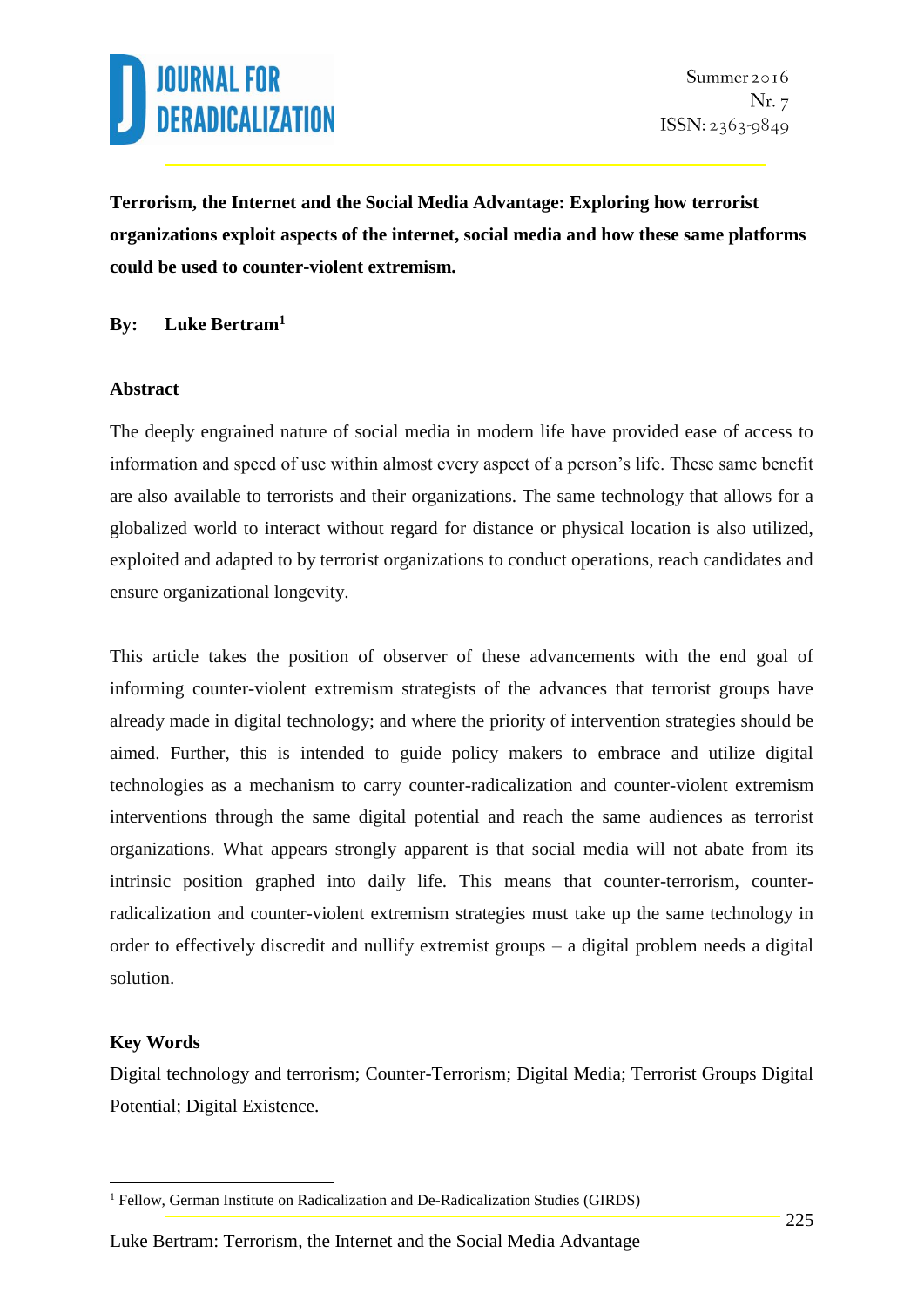**Terrorism, the Internet and the Social Media Advantage: Exploring how terrorist organizations exploit aspects of the internet, social media and how these same platforms could be used to counter-violent extremism.**

**By: Luke Bertram**[1]

**Abstract**

The deeply engrained nature of social media in modern life have provided ease of access to information and speed of use within almost every aspect of a person's life. These same benefit are also available to terrorists and their organizations. The same technology that allows for a globalized world to interact without regard for distance or physical location is also utilized, exploited and adapted to by terrorist organizations to conduct operations, reach candidates and ensure organizational longevity.

This article takes the position of observer of these advancements with the end goal of informing counter-violent extremism strategists of the advances that terrorist groups have already made in digital technology; and where the priority of intervention strategies should be aimed. Further, this is intended to guide policy makers to embrace and utilize digital technologies as a mechanism to carry counter-radicalization and counter-violent extremism interventions through the same digital potential and reach the same audiences as terrorist organizations. What appears strongly apparent is that social media will not abate from its intrinsic position graphed into daily life. This means that counter-terrorism, counter-radicalization and counter-violent extremism strategies must take up the same technology in order to effectively discredit and nullify extremist groups – a digital problem needs a digital solution.

**Key Words**

Digital technology and terrorism; Counter-Terrorism; Digital Media; Terrorist Groups Digital Potential; Digital Existence.

[1] Fellow, German Institute on Radicalization and De-Radicalization Studies (GIRDS)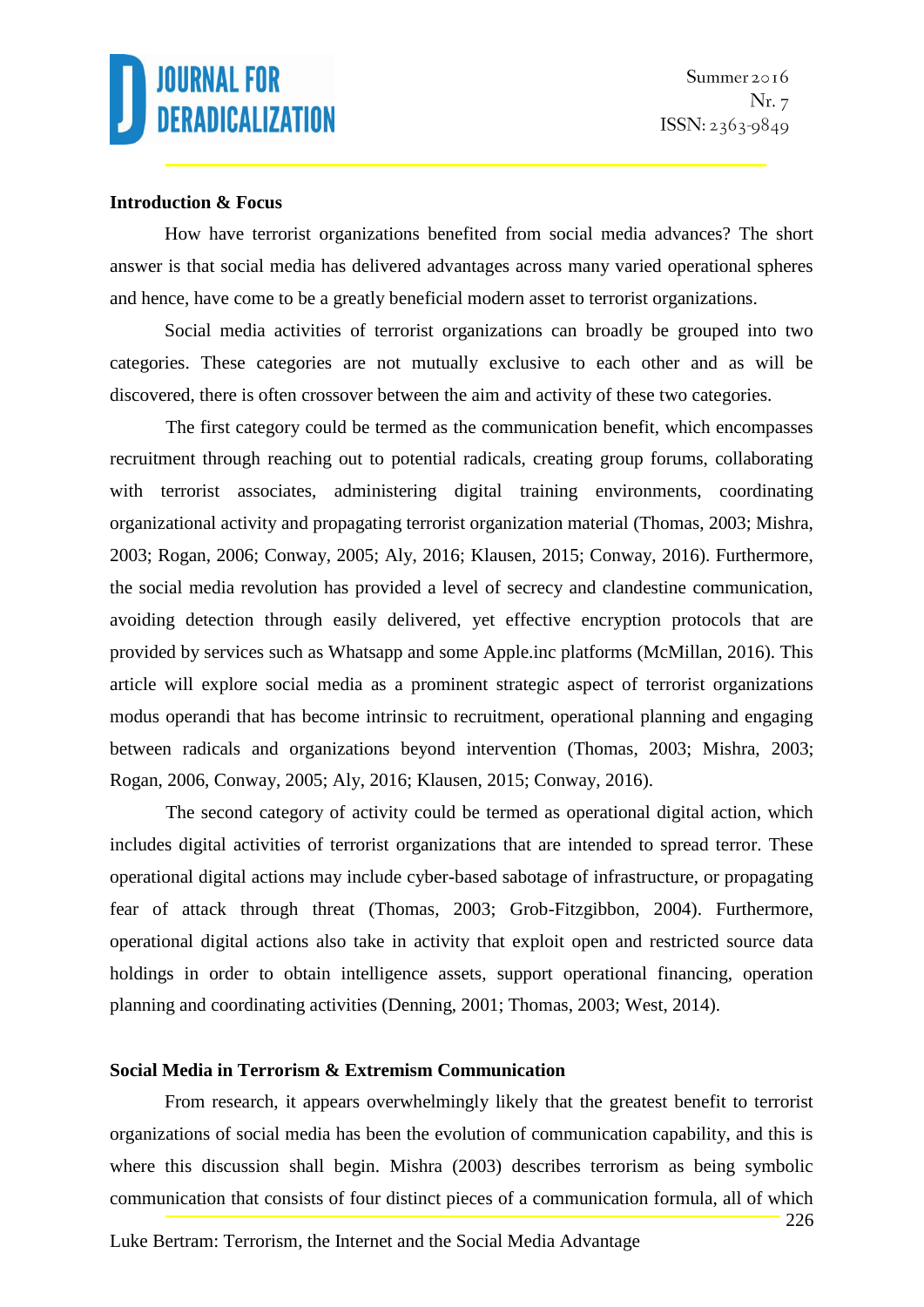**Introduction & Focus**

How have terrorist organizations benefited from social media advances? The short answer is that social media has delivered advantages across many varied operational spheres and hence, have come to be a greatly beneficial modern asset to terrorist organizations.

Social media activities of terrorist organizations can broadly be grouped into two categories. These categories are not mutually exclusive to each other and as will be discovered, there is often crossover between the aim and activity of these two categories.

The first category could be termed as the communication benefit, which encompasses recruitment through reaching out to potential radicals, creating group forums, collaborating with terrorist associates, administering digital training environments, coordinating organizational activity and propagating terrorist organization material (Thomas, 2003; Mishra, 2003; Rogan, 2006; Conway, 2005; Aly, 2016; Klausen, 2015; Conway, 2016). Furthermore, the social media revolution has provided a level of secrecy and clandestine communication, avoiding detection through easily delivered, yet effective encryption protocols that are provided by services such as Whatsapp and some Apple.inc platforms (McMillan, 2016). This article will explore social media as a prominent strategic aspect of terrorist organizations modus operandi that has become intrinsic to recruitment, operational planning and engaging between radicals and organizations beyond intervention (Thomas, 2003; Mishra, 2003; Rogan, 2006, Conway, 2005; Aly, 2016; Klausen, 2015; Conway, 2016).

The second category of activity could be termed as operational digital action, which includes digital activities of terrorist organizations that are intended to spread terror. These operational digital actions may include cyber-based sabotage of infrastructure, or propagating fear of attack through threat (Thomas, 2003; Grob-Fitzgibbon, 2004). Furthermore, operational digital actions also take in activity that exploit open and restricted source data holdings in order to obtain intelligence assets, support operational financing, operation planning and coordinating activities (Denning, 2001; Thomas, 2003; West, 2014).

**Social Media in Terrorism & Extremism Communication**

From research, it appears overwhelmingly likely that the greatest benefit to terrorist organizations of social media has been the evolution of communication capability, and this is where this discussion shall begin. Mishra (2003) describes terrorism as being symbolic communication that consists of four distinct pieces of a communication formula, all of which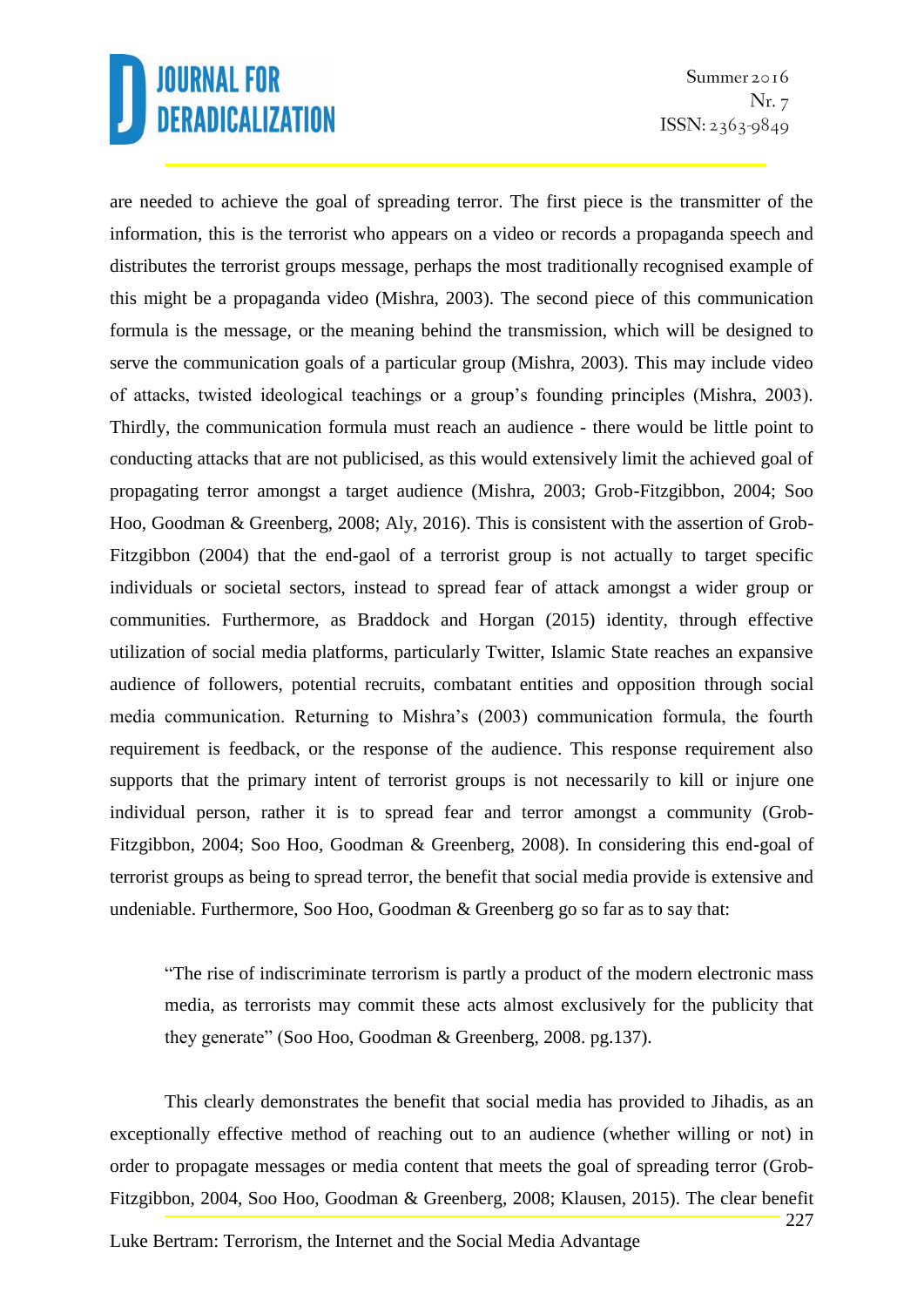are needed to achieve the goal of spreading terror. The first piece is the transmitter of the information, this is the terrorist who appears on a video or records a propaganda speech and distributes the terrorist groups message, perhaps the most traditionally recognised example of this might be a propaganda video (Mishra, 2003). The second piece of this communication formula is the message, or the meaning behind the transmission, which will be designed to serve the communication goals of a particular group (Mishra, 2003). This may include video of attacks, twisted ideological teachings or a group's founding principles (Mishra, 2003). Thirdly, the communication formula must reach an audience - there would be little point to conducting attacks that are not publicised, as this would extensively limit the achieved goal of propagating terror amongst a target audience (Mishra, 2003; Grob-Fitzgibbon, 2004; Soo Hoo, Goodman & Greenberg, 2008; Aly, 2016). This is consistent with the assertion of Grob-Fitzgibbon (2004) that the end-gaol of a terrorist group is not actually to target specific individuals or societal sectors, instead to spread fear of attack amongst a wider group or communities. Furthermore, as Braddock and Horgan (2015) identity, through effective utilization of social media platforms, particularly Twitter, Islamic State reaches an expansive audience of followers, potential recruits, combatant entities and opposition through social media communication. Returning to Mishra's (2003) communication formula, the fourth requirement is feedback, or the response of the audience. This response requirement also supports that the primary intent of terrorist groups is not necessarily to kill or injure one individual person, rather it is to spread fear and terror amongst a community (Grob-Fitzgibbon, 2004; Soo Hoo, Goodman & Greenberg, 2008). In considering this end-goal of terrorist groups as being to spread terror, the benefit that social media provide is extensive and undeniable. Furthermore, Soo Hoo, Goodman & Greenberg go so far as to say that:

> "The rise of indiscriminate terrorism is partly a product of the modern electronic mass media, as terrorists may commit these acts almost exclusively for the publicity that they generate" (Soo Hoo, Goodman & Greenberg, 2008. pg.137).

This clearly demonstrates the benefit that social media has provided to Jihadis, as an exceptionally effective method of reaching out to an audience (whether willing or not) in order to propagate messages or media content that meets the goal of spreading terror (Grob-Fitzgibbon, 2004, Soo Hoo, Goodman & Greenberg, 2008; Klausen, 2015). The clear benefit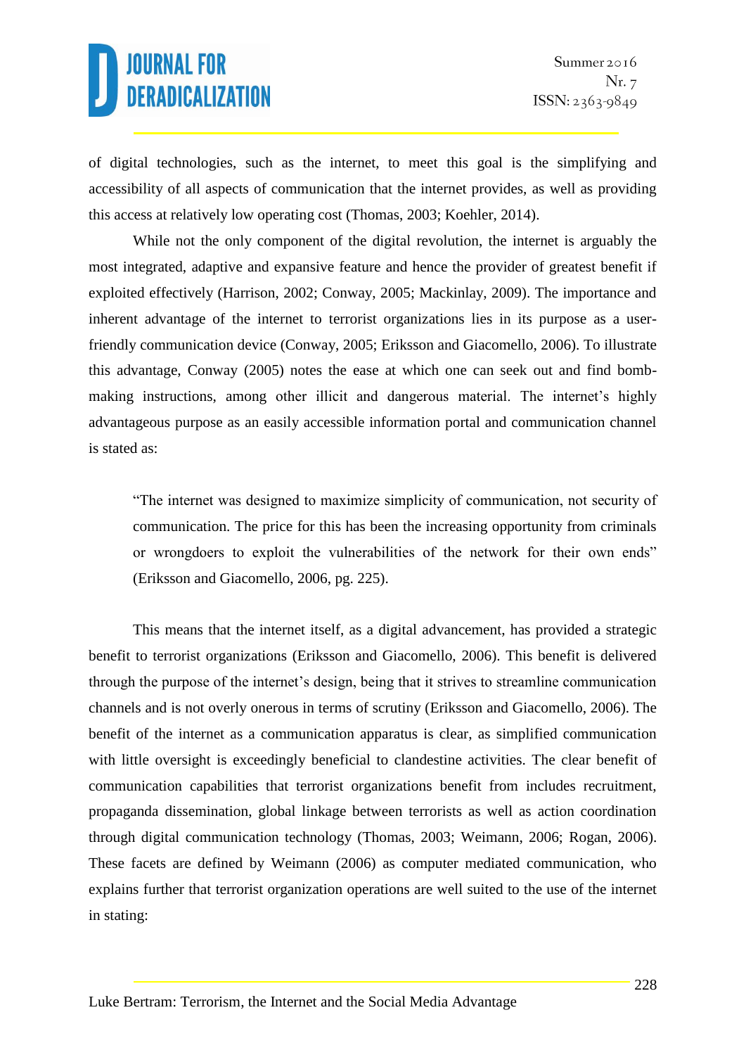of digital technologies, such as the internet, to meet this goal is the simplifying and accessibility of all aspects of communication that the internet provides, as well as providing this access at relatively low operating cost (Thomas, 2003; Koehler, 2014).

While not the only component of the digital revolution, the internet is arguably the most integrated, adaptive and expansive feature and hence the provider of greatest benefit if exploited effectively (Harrison, 2002; Conway, 2005; Mackinlay, 2009). The importance and inherent advantage of the internet to terrorist organizations lies in its purpose as a user-friendly communication device (Conway, 2005; Eriksson and Giacomello, 2006). To illustrate this advantage, Conway (2005) notes the ease at which one can seek out and find bomb-making instructions, among other illicit and dangerous material. The internet's highly advantageous purpose as an easily accessible information portal and communication channel is stated as:

> "The internet was designed to maximize simplicity of communication, not security of communication. The price for this has been the increasing opportunity from criminals or wrongdoers to exploit the vulnerabilities of the network for their own ends" (Eriksson and Giacomello, 2006, pg. 225).

This means that the internet itself, as a digital advancement, has provided a strategic benefit to terrorist organizations (Eriksson and Giacomello, 2006). This benefit is delivered through the purpose of the internet's design, being that it strives to streamline communication channels and is not overly onerous in terms of scrutiny (Eriksson and Giacomello, 2006). The benefit of the internet as a communication apparatus is clear, as simplified communication with little oversight is exceedingly beneficial to clandestine activities. The clear benefit of communication capabilities that terrorist organizations benefit from includes recruitment, propaganda dissemination, global linkage between terrorists as well as action coordination through digital communication technology (Thomas, 2003; Weimann, 2006; Rogan, 2006). These facets are defined by Weimann (2006) as computer mediated communication, who explains further that terrorist organization operations are well suited to the use of the internet in stating: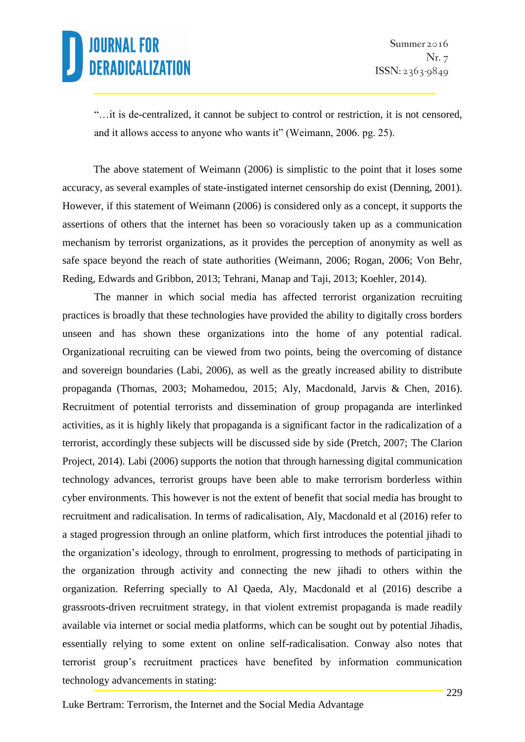"…it is de-centralized, it cannot be subject to control or restriction, it is not censored, and it allows access to anyone who wants it" (Weimann, 2006. pg. 25).

The above statement of Weimann (2006) is simplistic to the point that it loses some accuracy, as several examples of state-instigated internet censorship do exist (Denning, 2001). However, if this statement of Weimann (2006) is considered only as a concept, it supports the assertions of others that the internet has been so voraciously taken up as a communication mechanism by terrorist organizations, as it provides the perception of anonymity as well as safe space beyond the reach of state authorities (Weimann, 2006; Rogan, 2006; Von Behr, Reding, Edwards and Gribbon, 2013; Tehrani, Manap and Taji, 2013; Koehler, 2014).

The manner in which social media has affected terrorist organization recruiting practices is broadly that these technologies have provided the ability to digitally cross borders unseen and has shown these organizations into the home of any potential radical. Organizational recruiting can be viewed from two points, being the overcoming of distance and sovereign boundaries (Labi, 2006), as well as the greatly increased ability to distribute propaganda (Thomas, 2003; Mohamedou, 2015; Aly, Macdonald, Jarvis & Chen, 2016). Recruitment of potential terrorists and dissemination of group propaganda are interlinked activities, as it is highly likely that propaganda is a significant factor in the radicalization of a terrorist, accordingly these subjects will be discussed side by side (Pretch, 2007; The Clarion Project, 2014). Labi (2006) supports the notion that through harnessing digital communication technology advances, terrorist groups have been able to make terrorism borderless within cyber environments. This however is not the extent of benefit that social media has brought to recruitment and radicalisation. In terms of radicalisation, Aly, Macdonald et al (2016) refer to a staged progression through an online platform, which first introduces the potential jihadi to the organization's ideology, through to enrolment, progressing to methods of participating in the organization through activity and connecting the new jihadi to others within the organization. Referring specially to Al Qaeda, Aly, Macdonald et al (2016) describe a grassroots-driven recruitment strategy, in that violent extremist propaganda is made readily available via internet or social media platforms, which can be sought out by potential Jihadis, essentially relying to some extent on online self-radicalisation. Conway also notes that terrorist group's recruitment practices have benefited by information communication technology advancements in stating: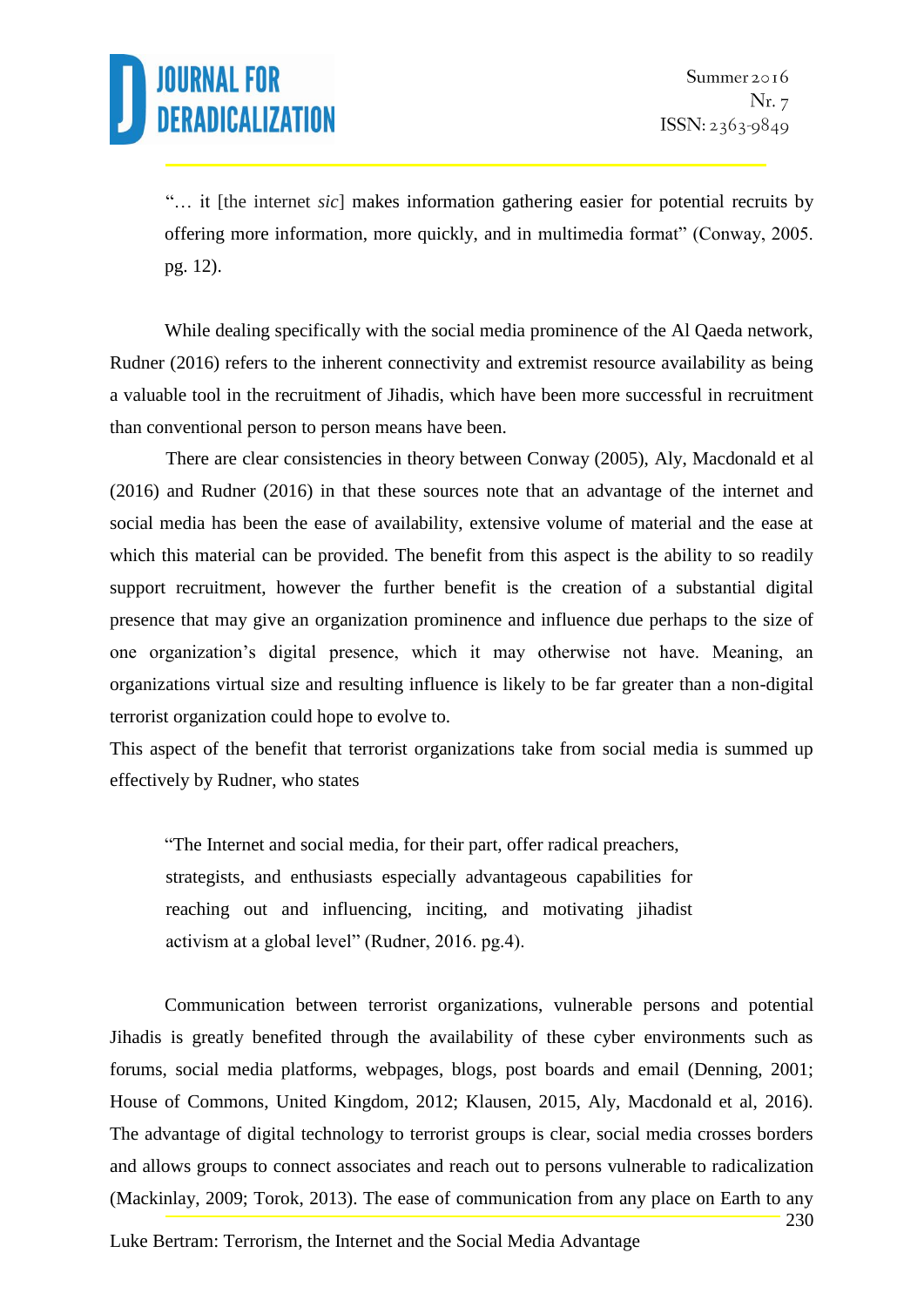> "… it [the internet *sic*] makes information gathering easier for potential recruits by offering more information, more quickly, and in multimedia format" (Conway, 2005. pg. 12).

While dealing specifically with the social media prominence of the Al Qaeda network, Rudner (2016) refers to the inherent connectivity and extremist resource availability as being a valuable tool in the recruitment of Jihadis, which have been more successful in recruitment than conventional person to person means have been.

There are clear consistencies in theory between Conway (2005), Aly, Macdonald et al (2016) and Rudner (2016) in that these sources note that an advantage of the internet and social media has been the ease of availability, extensive volume of material and the ease at which this material can be provided. The benefit from this aspect is the ability to so readily support recruitment, however the further benefit is the creation of a substantial digital presence that may give an organization prominence and influence due perhaps to the size of one organization's digital presence, which it may otherwise not have. Meaning, an organizations virtual size and resulting influence is likely to be far greater than a non-digital terrorist organization could hope to evolve to.

This aspect of the benefit that terrorist organizations take from social media is summed up effectively by Rudner, who states

> "The Internet and social media, for their part, offer radical preachers, strategists, and enthusiasts especially advantageous capabilities for reaching out and influencing, inciting, and motivating jihadist activism at a global level" (Rudner, 2016. pg.4).

Communication between terrorist organizations, vulnerable persons and potential Jihadis is greatly benefited through the availability of these cyber environments such as forums, social media platforms, webpages, blogs, post boards and email (Denning, 2001; House of Commons, United Kingdom, 2012; Klausen, 2015, Aly, Macdonald et al, 2016). The advantage of digital technology to terrorist groups is clear, social media crosses borders and allows groups to connect associates and reach out to persons vulnerable to radicalization (Mackinlay, 2009; Torok, 2013). The ease of communication from any place on Earth to any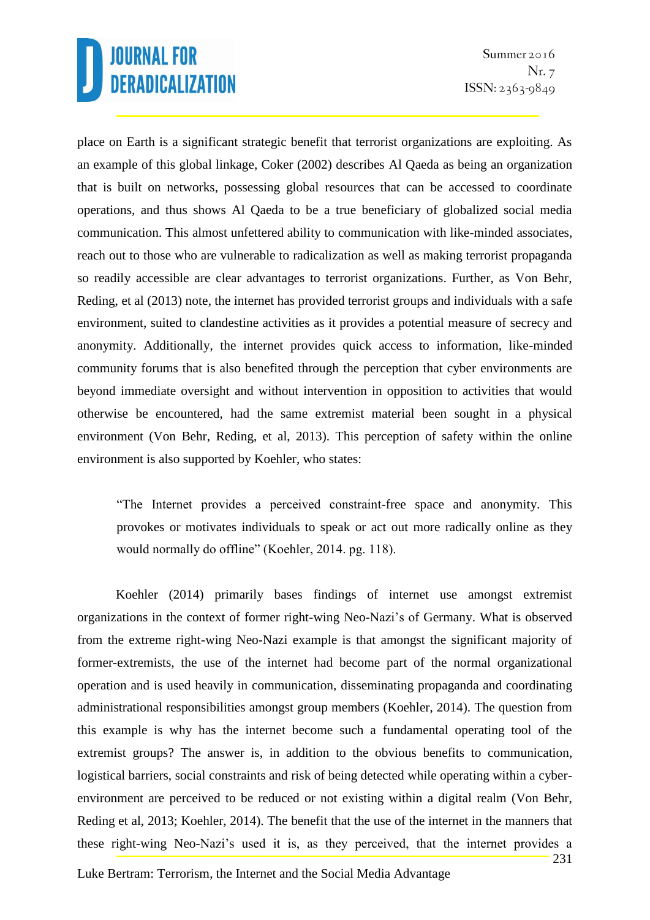place on Earth is a significant strategic benefit that terrorist organizations are exploiting. As an example of this global linkage, Coker (2002) describes Al Qaeda as being an organization that is built on networks, possessing global resources that can be accessed to coordinate operations, and thus shows Al Qaeda to be a true beneficiary of globalized social media communication. This almost unfettered ability to communication with like-minded associates, reach out to those who are vulnerable to radicalization as well as making terrorist propaganda so readily accessible are clear advantages to terrorist organizations. Further, as Von Behr, Reding, et al (2013) note, the internet has provided terrorist groups and individuals with a safe environment, suited to clandestine activities as it provides a potential measure of secrecy and anonymity. Additionally, the internet provides quick access to information, like-minded community forums that is also benefited through the perception that cyber environments are beyond immediate oversight and without intervention in opposition to activities that would otherwise be encountered, had the same extremist material been sought in a physical environment (Von Behr, Reding, et al, 2013). This perception of safety within the online environment is also supported by Koehler, who states:

> "The Internet provides a perceived constraint-free space and anonymity. This provokes or motivates individuals to speak or act out more radically online as they would normally do offline" (Koehler, 2014. pg. 118).

Koehler (2014) primarily bases findings of internet use amongst extremist organizations in the context of former right-wing Neo-Nazi's of Germany. What is observed from the extreme right-wing Neo-Nazi example is that amongst the significant majority of former-extremists, the use of the internet had become part of the normal organizational operation and is used heavily in communication, disseminating propaganda and coordinating administrational responsibilities amongst group members (Koehler, 2014). The question from this example is why has the internet become such a fundamental operating tool of the extremist groups? The answer is, in addition to the obvious benefits to communication, logistical barriers, social constraints and risk of being detected while operating within a cyber-environment are perceived to be reduced or not existing within a digital realm (Von Behr, Reding et al, 2013; Koehler, 2014). The benefit that the use of the internet in the manners that these right-wing Neo-Nazi's used it is, as they perceived, that the internet provides a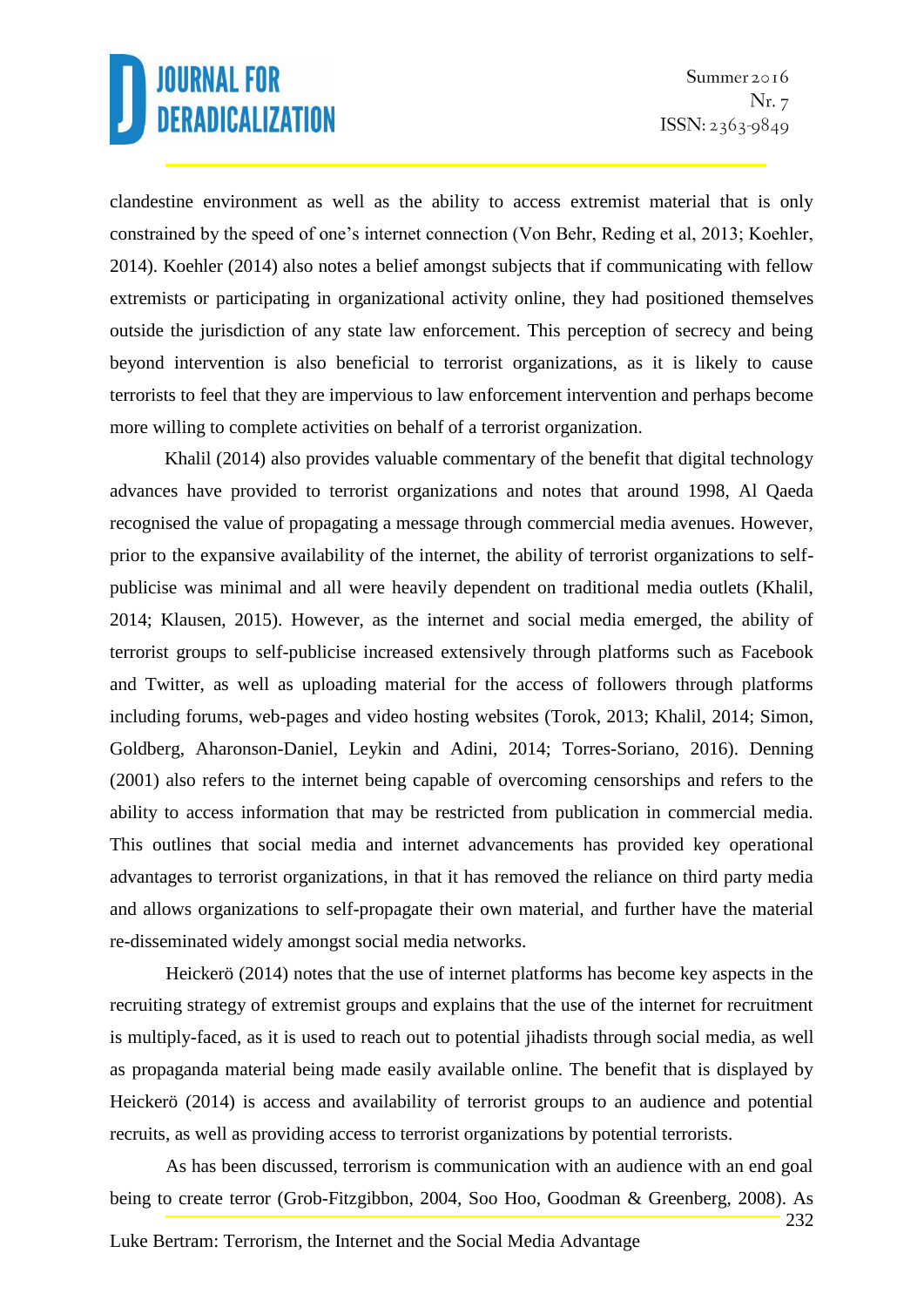clandestine environment as well as the ability to access extremist material that is only constrained by the speed of one's internet connection (Von Behr, Reding et al, 2013; Koehler, 2014). Koehler (2014) also notes a belief amongst subjects that if communicating with fellow extremists or participating in organizational activity online, they had positioned themselves outside the jurisdiction of any state law enforcement. This perception of secrecy and being beyond intervention is also beneficial to terrorist organizations, as it is likely to cause terrorists to feel that they are impervious to law enforcement intervention and perhaps become more willing to complete activities on behalf of a terrorist organization.

Khalil (2014) also provides valuable commentary of the benefit that digital technology advances have provided to terrorist organizations and notes that around 1998, Al Qaeda recognised the value of propagating a message through commercial media avenues. However, prior to the expansive availability of the internet, the ability of terrorist organizations to self-publicise was minimal and all were heavily dependent on traditional media outlets (Khalil, 2014; Klausen, 2015). However, as the internet and social media emerged, the ability of terrorist groups to self-publicise increased extensively through platforms such as Facebook and Twitter, as well as uploading material for the access of followers through platforms including forums, web-pages and video hosting websites (Torok, 2013; Khalil, 2014; Simon, Goldberg, Aharonson-Daniel, Leykin and Adini, 2014; Torres-Soriano, 2016). Denning (2001) also refers to the internet being capable of overcoming censorships and refers to the ability to access information that may be restricted from publication in commercial media. This outlines that social media and internet advancements has provided key operational advantages to terrorist organizations, in that it has removed the reliance on third party media and allows organizations to self-propagate their own material, and further have the material re-disseminated widely amongst social media networks.

Heickerö (2014) notes that the use of internet platforms has become key aspects in the recruiting strategy of extremist groups and explains that the use of the internet for recruitment is multiply-faced, as it is used to reach out to potential jihadists through social media, as well as propaganda material being made easily available online. The benefit that is displayed by Heickerö (2014) is access and availability of terrorist groups to an audience and potential recruits, as well as providing access to terrorist organizations by potential terrorists.

As has been discussed, terrorism is communication with an audience with an end goal being to create terror (Grob-Fitzgibbon, 2004, Soo Hoo, Goodman & Greenberg, 2008). As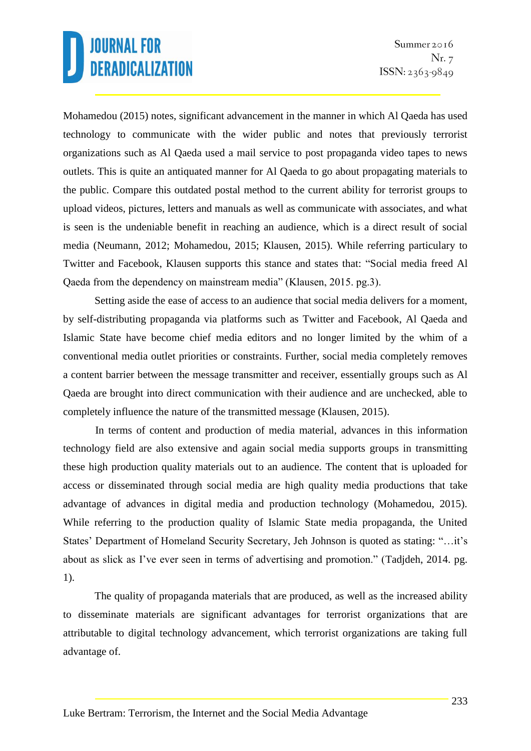Mohamedou (2015) notes, significant advancement in the manner in which Al Qaeda has used technology to communicate with the wider public and notes that previously terrorist organizations such as Al Qaeda used a mail service to post propaganda video tapes to news outlets. This is quite an antiquated manner for Al Qaeda to go about propagating materials to the public. Compare this outdated postal method to the current ability for terrorist groups to upload videos, pictures, letters and manuals as well as communicate with associates, and what is seen is the undeniable benefit in reaching an audience, which is a direct result of social media (Neumann, 2012; Mohamedou, 2015; Klausen, 2015). While referring particulary to Twitter and Facebook, Klausen supports this stance and states that: "Social media freed Al Qaeda from the dependency on mainstream media" (Klausen, 2015. pg.3).

Setting aside the ease of access to an audience that social media delivers for a moment, by self-distributing propaganda via platforms such as Twitter and Facebook, Al Qaeda and Islamic State have become chief media editors and no longer limited by the whim of a conventional media outlet priorities or constraints. Further, social media completely removes a content barrier between the message transmitter and receiver, essentially groups such as Al Qaeda are brought into direct communication with their audience and are unchecked, able to completely influence the nature of the transmitted message (Klausen, 2015).

In terms of content and production of media material, advances in this information technology field are also extensive and again social media supports groups in transmitting these high production quality materials out to an audience. The content that is uploaded for access or disseminated through social media are high quality media productions that take advantage of advances in digital media and production technology (Mohamedou, 2015). While referring to the production quality of Islamic State media propaganda, the United States' Department of Homeland Security Secretary, Jeh Johnson is quoted as stating: "…it's about as slick as I've ever seen in terms of advertising and promotion." (Tadjdeh, 2014. pg. 1).

The quality of propaganda materials that are produced, as well as the increased ability to disseminate materials are significant advantages for terrorist organizations that are attributable to digital technology advancement, which terrorist organizations are taking full advantage of.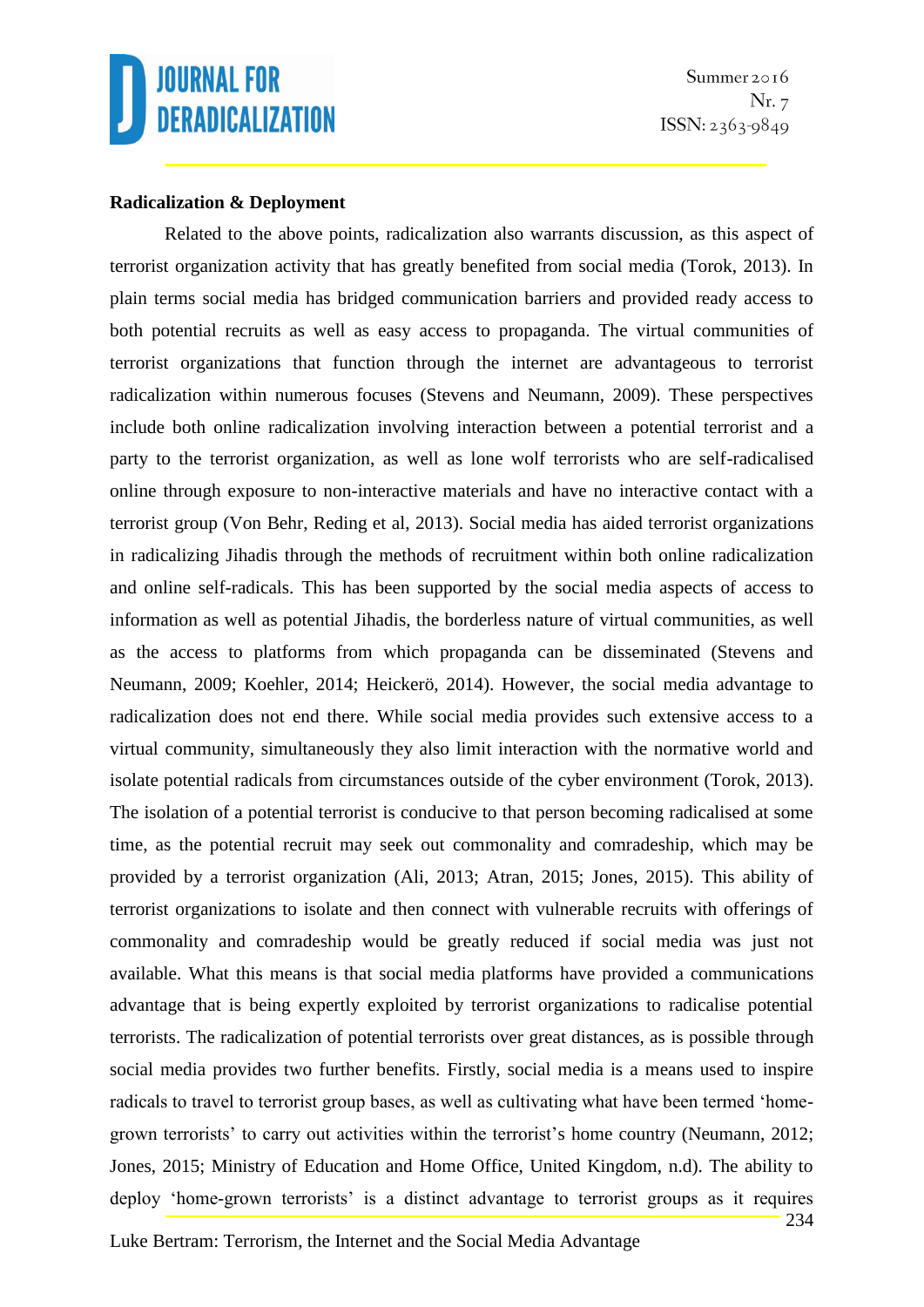**Radicalization & Deployment**

Related to the above points, radicalization also warrants discussion, as this aspect of terrorist organization activity that has greatly benefited from social media (Torok, 2013). In plain terms social media has bridged communication barriers and provided ready access to both potential recruits as well as easy access to propaganda. The virtual communities of terrorist organizations that function through the internet are advantageous to terrorist radicalization within numerous focuses (Stevens and Neumann, 2009). These perspectives include both online radicalization involving interaction between a potential terrorist and a party to the terrorist organization, as well as lone wolf terrorists who are self-radicalised online through exposure to non-interactive materials and have no interactive contact with a terrorist group (Von Behr, Reding et al, 2013). Social media has aided terrorist organizations in radicalizing Jihadis through the methods of recruitment within both online radicalization and online self-radicals. This has been supported by the social media aspects of access to information as well as potential Jihadis, the borderless nature of virtual communities, as well as the access to platforms from which propaganda can be disseminated (Stevens and Neumann, 2009; Koehler, 2014; Heickerö, 2014). However, the social media advantage to radicalization does not end there. While social media provides such extensive access to a virtual community, simultaneously they also limit interaction with the normative world and isolate potential radicals from circumstances outside of the cyber environment (Torok, 2013). The isolation of a potential terrorist is conducive to that person becoming radicalised at some time, as the potential recruit may seek out commonality and comradeship, which may be provided by a terrorist organization (Ali, 2013; Atran, 2015; Jones, 2015). This ability of terrorist organizations to isolate and then connect with vulnerable recruits with offerings of commonality and comradeship would be greatly reduced if social media was just not available. What this means is that social media platforms have provided a communications advantage that is being expertly exploited by terrorist organizations to radicalise potential terrorists. The radicalization of potential terrorists over great distances, as is possible through social media provides two further benefits. Firstly, social media is a means used to inspire radicals to travel to terrorist group bases, as well as cultivating what have been termed 'home-grown terrorists' to carry out activities within the terrorist's home country (Neumann, 2012; Jones, 2015; Ministry of Education and Home Office, United Kingdom, n.d). The ability to deploy 'home-grown terrorists' is a distinct advantage to terrorist groups as it requires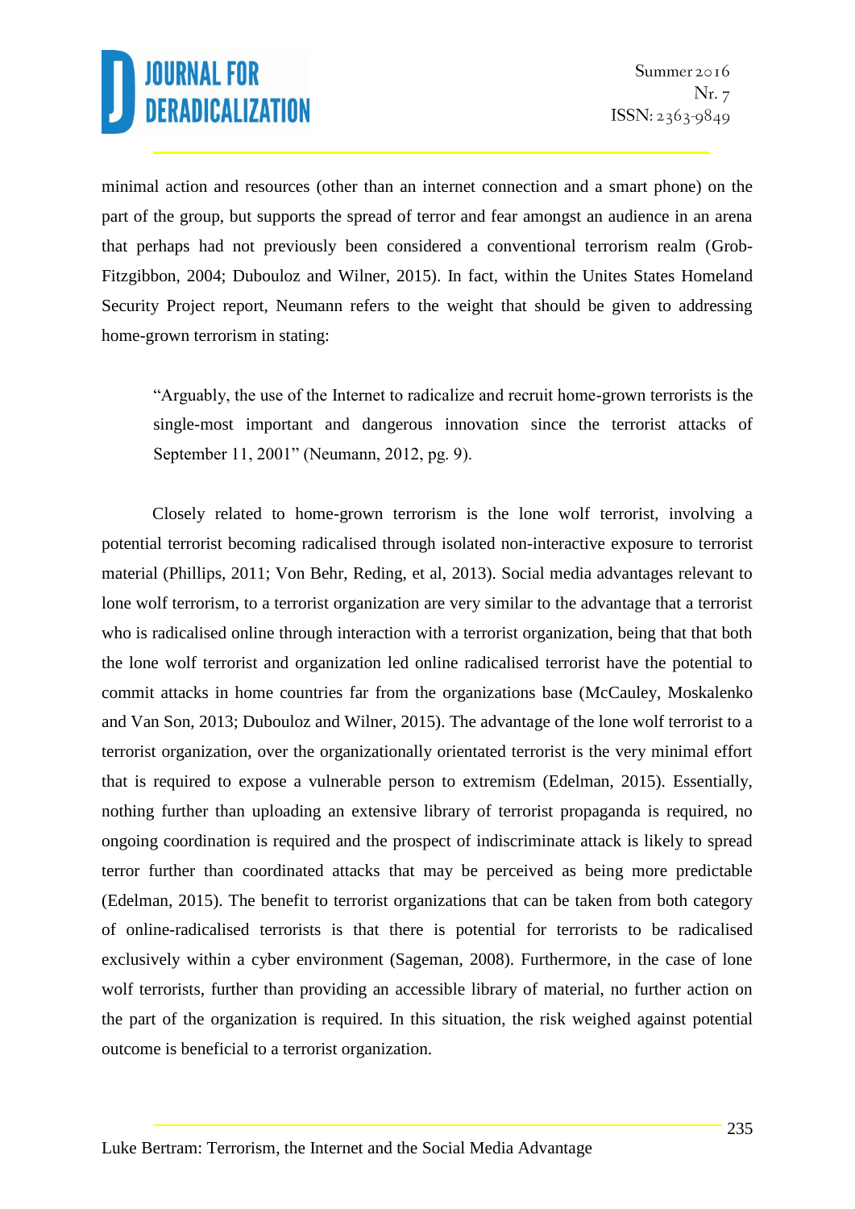minimal action and resources (other than an internet connection and a smart phone) on the part of the group, but supports the spread of terror and fear amongst an audience in an arena that perhaps had not previously been considered a conventional terrorism realm (Grob-Fitzgibbon, 2004; Dubouloz and Wilner, 2015). In fact, within the Unites States Homeland Security Project report, Neumann refers to the weight that should be given to addressing home-grown terrorism in stating:

> "Arguably, the use of the Internet to radicalize and recruit home-grown terrorists is the single-most important and dangerous innovation since the terrorist attacks of September 11, 2001" (Neumann, 2012, pg. 9).

Closely related to home-grown terrorism is the lone wolf terrorist, involving a potential terrorist becoming radicalised through isolated non-interactive exposure to terrorist material (Phillips, 2011; Von Behr, Reding, et al, 2013). Social media advantages relevant to lone wolf terrorism, to a terrorist organization are very similar to the advantage that a terrorist who is radicalised online through interaction with a terrorist organization, being that that both the lone wolf terrorist and organization led online radicalised terrorist have the potential to commit attacks in home countries far from the organizations base (McCauley, Moskalenko and Van Son, 2013; Dubouloz and Wilner, 2015). The advantage of the lone wolf terrorist to a terrorist organization, over the organizationally orientated terrorist is the very minimal effort that is required to expose a vulnerable person to extremism (Edelman, 2015). Essentially, nothing further than uploading an extensive library of terrorist propaganda is required, no ongoing coordination is required and the prospect of indiscriminate attack is likely to spread terror further than coordinated attacks that may be perceived as being more predictable (Edelman, 2015). The benefit to terrorist organizations that can be taken from both category of online-radicalised terrorists is that there is potential for terrorists to be radicalised exclusively within a cyber environment (Sageman, 2008). Furthermore, in the case of lone wolf terrorists, further than providing an accessible library of material, no further action on the part of the organization is required. In this situation, the risk weighed against potential outcome is beneficial to a terrorist organization.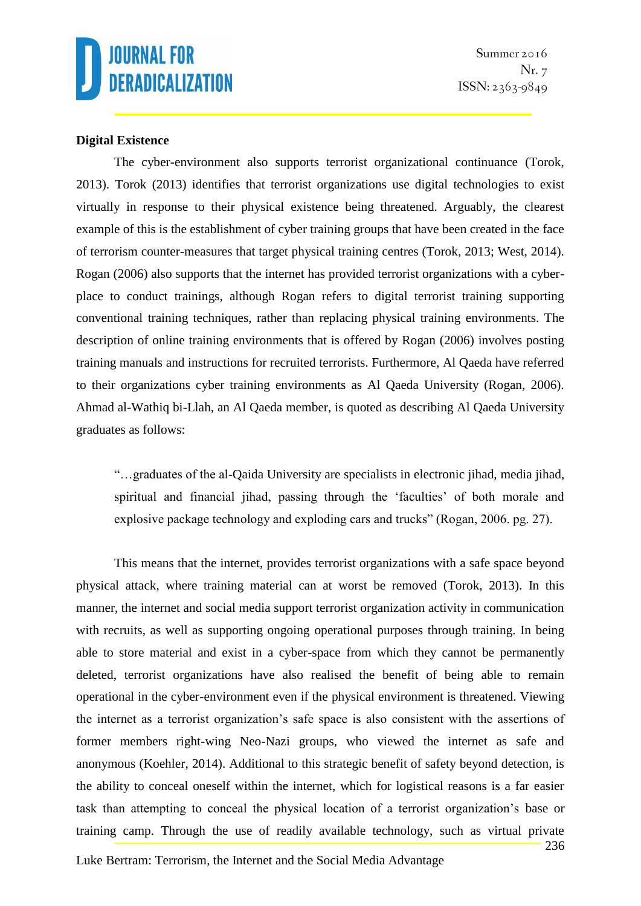**Digital Existence**

The cyber-environment also supports terrorist organizational continuance (Torok, 2013). Torok (2013) identifies that terrorist organizations use digital technologies to exist virtually in response to their physical existence being threatened. Arguably, the clearest example of this is the establishment of cyber training groups that have been created in the face of terrorism counter-measures that target physical training centres (Torok, 2013; West, 2014). Rogan (2006) also supports that the internet has provided terrorist organizations with a cyber-place to conduct trainings, although Rogan refers to digital terrorist training supporting conventional training techniques, rather than replacing physical training environments. The description of online training environments that is offered by Rogan (2006) involves posting training manuals and instructions for recruited terrorists. Furthermore, Al Qaeda have referred to their organizations cyber training environments as Al Qaeda University (Rogan, 2006). Ahmad al-Wathiq bi-Llah, an Al Qaeda member, is quoted as describing Al Qaeda University graduates as follows:

> "…graduates of the al-Qaida University are specialists in electronic jihad, media jihad, spiritual and financial jihad, passing through the 'faculties' of both morale and explosive package technology and exploding cars and trucks" (Rogan, 2006. pg. 27).

This means that the internet, provides terrorist organizations with a safe space beyond physical attack, where training material can at worst be removed (Torok, 2013). In this manner, the internet and social media support terrorist organization activity in communication with recruits, as well as supporting ongoing operational purposes through training. In being able to store material and exist in a cyber-space from which they cannot be permanently deleted, terrorist organizations have also realised the benefit of being able to remain operational in the cyber-environment even if the physical environment is threatened. Viewing the internet as a terrorist organization's safe space is also consistent with the assertions of former members right-wing Neo-Nazi groups, who viewed the internet as safe and anonymous (Koehler, 2014). Additional to this strategic benefit of safety beyond detection, is the ability to conceal oneself within the internet, which for logistical reasons is a far easier task than attempting to conceal the physical location of a terrorist organization's base or training camp. Through the use of readily available technology, such as virtual private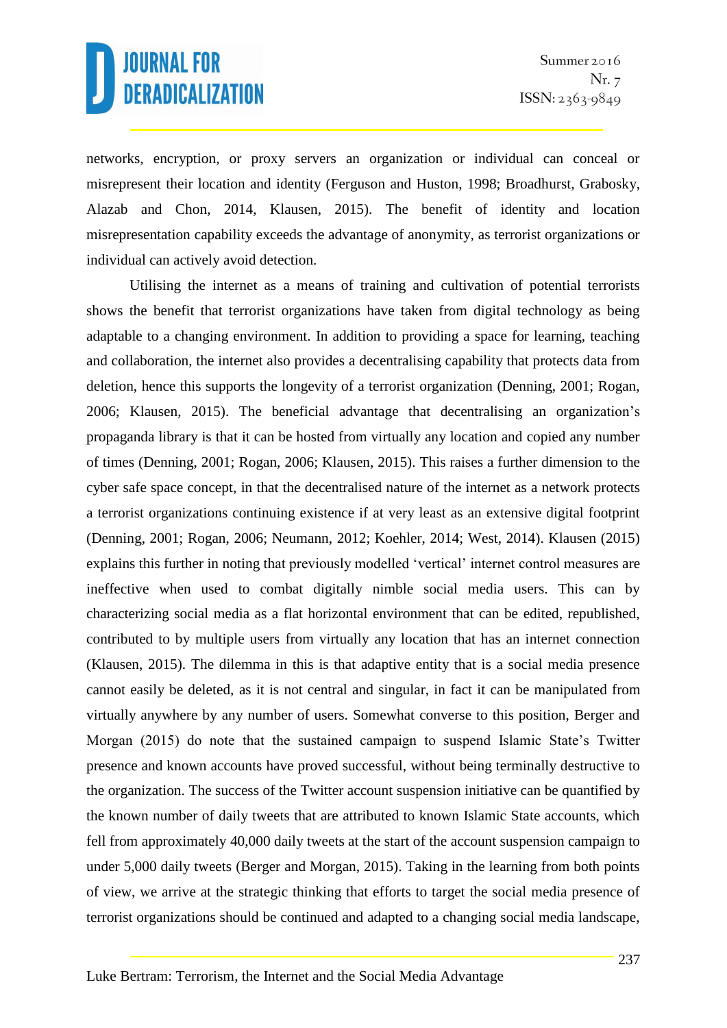networks, encryption, or proxy servers an organization or individual can conceal or misrepresent their location and identity (Ferguson and Huston, 1998; Broadhurst, Grabosky, Alazab and Chon, 2014, Klausen, 2015). The benefit of identity and location misrepresentation capability exceeds the advantage of anonymity, as terrorist organizations or individual can actively avoid detection.

Utilising the internet as a means of training and cultivation of potential terrorists shows the benefit that terrorist organizations have taken from digital technology as being adaptable to a changing environment. In addition to providing a space for learning, teaching and collaboration, the internet also provides a decentralising capability that protects data from deletion, hence this supports the longevity of a terrorist organization (Denning, 2001; Rogan, 2006; Klausen, 2015). The beneficial advantage that decentralising an organization's propaganda library is that it can be hosted from virtually any location and copied any number of times (Denning, 2001; Rogan, 2006; Klausen, 2015). This raises a further dimension to the cyber safe space concept, in that the decentralised nature of the internet as a network protects a terrorist organizations continuing existence if at very least as an extensive digital footprint (Denning, 2001; Rogan, 2006; Neumann, 2012; Koehler, 2014; West, 2014). Klausen (2015) explains this further in noting that previously modelled 'vertical' internet control measures are ineffective when used to combat digitally nimble social media users. This can by characterizing social media as a flat horizontal environment that can be edited, republished, contributed to by multiple users from virtually any location that has an internet connection (Klausen, 2015). The dilemma in this is that adaptive entity that is a social media presence cannot easily be deleted, as it is not central and singular, in fact it can be manipulated from virtually anywhere by any number of users. Somewhat converse to this position, Berger and Morgan (2015) do note that the sustained campaign to suspend Islamic State's Twitter presence and known accounts have proved successful, without being terminally destructive to the organization. The success of the Twitter account suspension initiative can be quantified by the known number of daily tweets that are attributed to known Islamic State accounts, which fell from approximately 40,000 daily tweets at the start of the account suspension campaign to under 5,000 daily tweets (Berger and Morgan, 2015). Taking in the learning from both points of view, we arrive at the strategic thinking that efforts to target the social media presence of terrorist organizations should be continued and adapted to a changing social media landscape,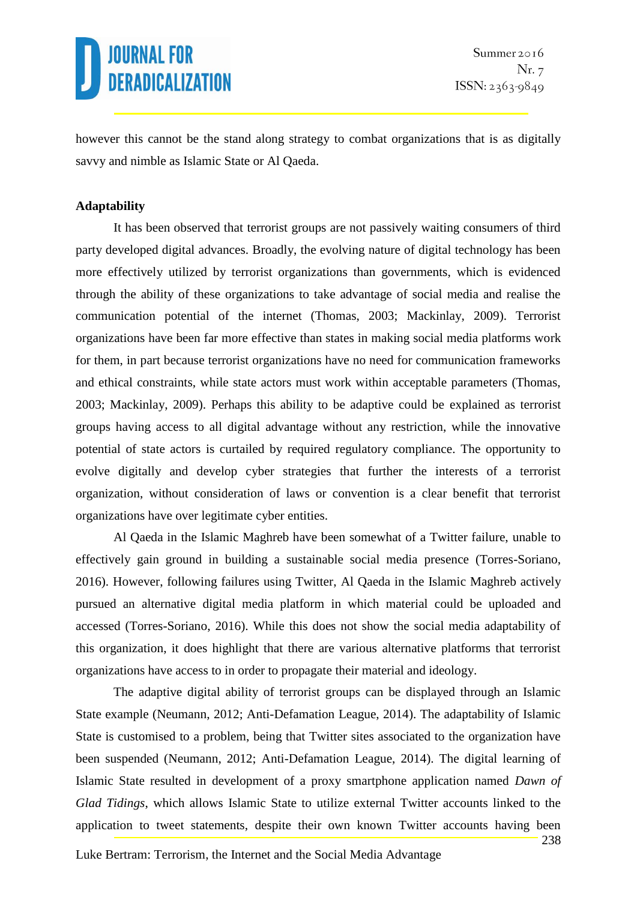however this cannot be the stand along strategy to combat organizations that is as digitally savvy and nimble as Islamic State or Al Qaeda.

**Adaptability**

It has been observed that terrorist groups are not passively waiting consumers of third party developed digital advances. Broadly, the evolving nature of digital technology has been more effectively utilized by terrorist organizations than governments, which is evidenced through the ability of these organizations to take advantage of social media and realise the communication potential of the internet (Thomas, 2003; Mackinlay, 2009). Terrorist organizations have been far more effective than states in making social media platforms work for them, in part because terrorist organizations have no need for communication frameworks and ethical constraints, while state actors must work within acceptable parameters (Thomas, 2003; Mackinlay, 2009). Perhaps this ability to be adaptive could be explained as terrorist groups having access to all digital advantage without any restriction, while the innovative potential of state actors is curtailed by required regulatory compliance. The opportunity to evolve digitally and develop cyber strategies that further the interests of a terrorist organization, without consideration of laws or convention is a clear benefit that terrorist organizations have over legitimate cyber entities.

Al Qaeda in the Islamic Maghreb have been somewhat of a Twitter failure, unable to effectively gain ground in building a sustainable social media presence (Torres-Soriano, 2016). However, following failures using Twitter, Al Qaeda in the Islamic Maghreb actively pursued an alternative digital media platform in which material could be uploaded and accessed (Torres-Soriano, 2016). While this does not show the social media adaptability of this organization, it does highlight that there are various alternative platforms that terrorist organizations have access to in order to propagate their material and ideology.

The adaptive digital ability of terrorist groups can be displayed through an Islamic State example (Neumann, 2012; Anti-Defamation League, 2014). The adaptability of Islamic State is customised to a problem, being that Twitter sites associated to the organization have been suspended (Neumann, 2012; Anti-Defamation League, 2014). The digital learning of Islamic State resulted in development of a proxy smartphone application named *Dawn of Glad Tidings*, which allows Islamic State to utilize external Twitter accounts linked to the application to tweet statements, despite their own known Twitter accounts having been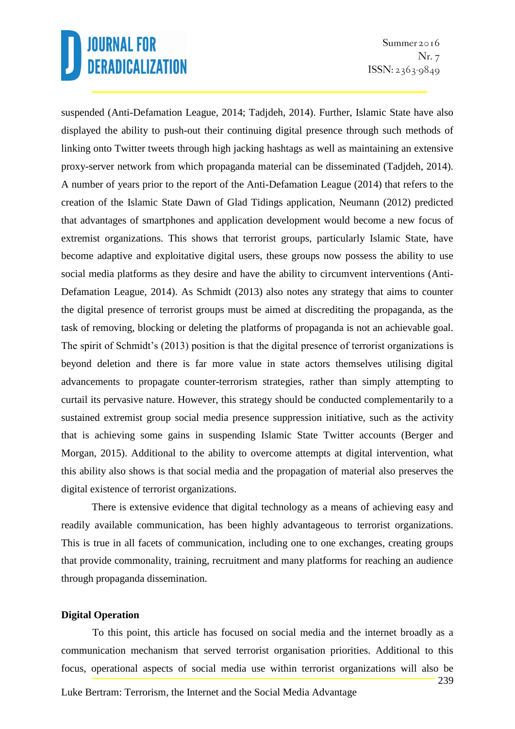suspended (Anti-Defamation League, 2014; Tadjdeh, 2014). Further, Islamic State have also displayed the ability to push-out their continuing digital presence through such methods of linking onto Twitter tweets through high jacking hashtags as well as maintaining an extensive proxy-server network from which propaganda material can be disseminated (Tadjdeh, 2014). A number of years prior to the report of the Anti-Defamation League (2014) that refers to the creation of the Islamic State Dawn of Glad Tidings application, Neumann (2012) predicted that advantages of smartphones and application development would become a new focus of extremist organizations. This shows that terrorist groups, particularly Islamic State, have become adaptive and exploitative digital users, these groups now possess the ability to use social media platforms as they desire and have the ability to circumvent interventions (Anti-Defamation League, 2014). As Schmidt (2013) also notes any strategy that aims to counter the digital presence of terrorist groups must be aimed at discrediting the propaganda, as the task of removing, blocking or deleting the platforms of propaganda is not an achievable goal. The spirit of Schmidt's (2013) position is that the digital presence of terrorist organizations is beyond deletion and there is far more value in state actors themselves utilising digital advancements to propagate counter-terrorism strategies, rather than simply attempting to curtail its pervasive nature. However, this strategy should be conducted complementarily to a sustained extremist group social media presence suppression initiative, such as the activity that is achieving some gains in suspending Islamic State Twitter accounts (Berger and Morgan, 2015). Additional to the ability to overcome attempts at digital intervention, what this ability also shows is that social media and the propagation of material also preserves the digital existence of terrorist organizations.

There is extensive evidence that digital technology as a means of achieving easy and readily available communication, has been highly advantageous to terrorist organizations. This is true in all facets of communication, including one to one exchanges, creating groups that provide commonality, training, recruitment and many platforms for reaching an audience through propaganda dissemination.

**Digital Operation**

To this point, this article has focused on social media and the internet broadly as a communication mechanism that served terrorist organisation priorities. Additional to this focus, operational aspects of social media use within terrorist organizations will also be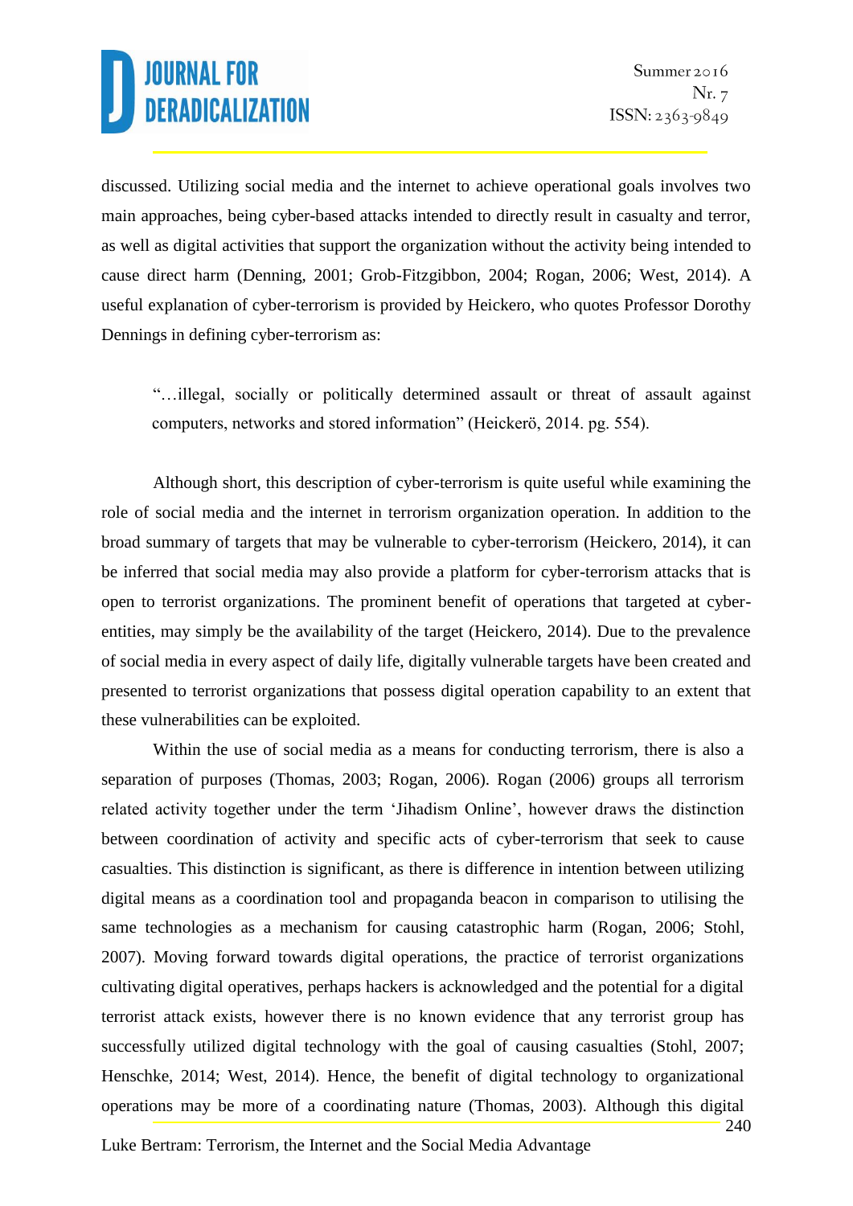discussed. Utilizing social media and the internet to achieve operational goals involves two main approaches, being cyber-based attacks intended to directly result in casualty and terror, as well as digital activities that support the organization without the activity being intended to cause direct harm (Denning, 2001; Grob-Fitzgibbon, 2004; Rogan, 2006; West, 2014). A useful explanation of cyber-terrorism is provided by Heickero, who quotes Professor Dorothy Dennings in defining cyber-terrorism as:

> "…illegal, socially or politically determined assault or threat of assault against computers, networks and stored information" (Heickerö, 2014. pg. 554).

Although short, this description of cyber-terrorism is quite useful while examining the role of social media and the internet in terrorism organization operation. In addition to the broad summary of targets that may be vulnerable to cyber-terrorism (Heickero, 2014), it can be inferred that social media may also provide a platform for cyber-terrorism attacks that is open to terrorist organizations. The prominent benefit of operations that targeted at cyber-entities, may simply be the availability of the target (Heickero, 2014). Due to the prevalence of social media in every aspect of daily life, digitally vulnerable targets have been created and presented to terrorist organizations that possess digital operation capability to an extent that these vulnerabilities can be exploited.

Within the use of social media as a means for conducting terrorism, there is also a separation of purposes (Thomas, 2003; Rogan, 2006). Rogan (2006) groups all terrorism related activity together under the term 'Jihadism Online', however draws the distinction between coordination of activity and specific acts of cyber-terrorism that seek to cause casualties. This distinction is significant, as there is difference in intention between utilizing digital means as a coordination tool and propaganda beacon in comparison to utilising the same technologies as a mechanism for causing catastrophic harm (Rogan, 2006; Stohl, 2007). Moving forward towards digital operations, the practice of terrorist organizations cultivating digital operatives, perhaps hackers is acknowledged and the potential for a digital terrorist attack exists, however there is no known evidence that any terrorist group has successfully utilized digital technology with the goal of causing casualties (Stohl, 2007; Henschke, 2014; West, 2014). Hence, the benefit of digital technology to organizational operations may be more of a coordinating nature (Thomas, 2003). Although this digital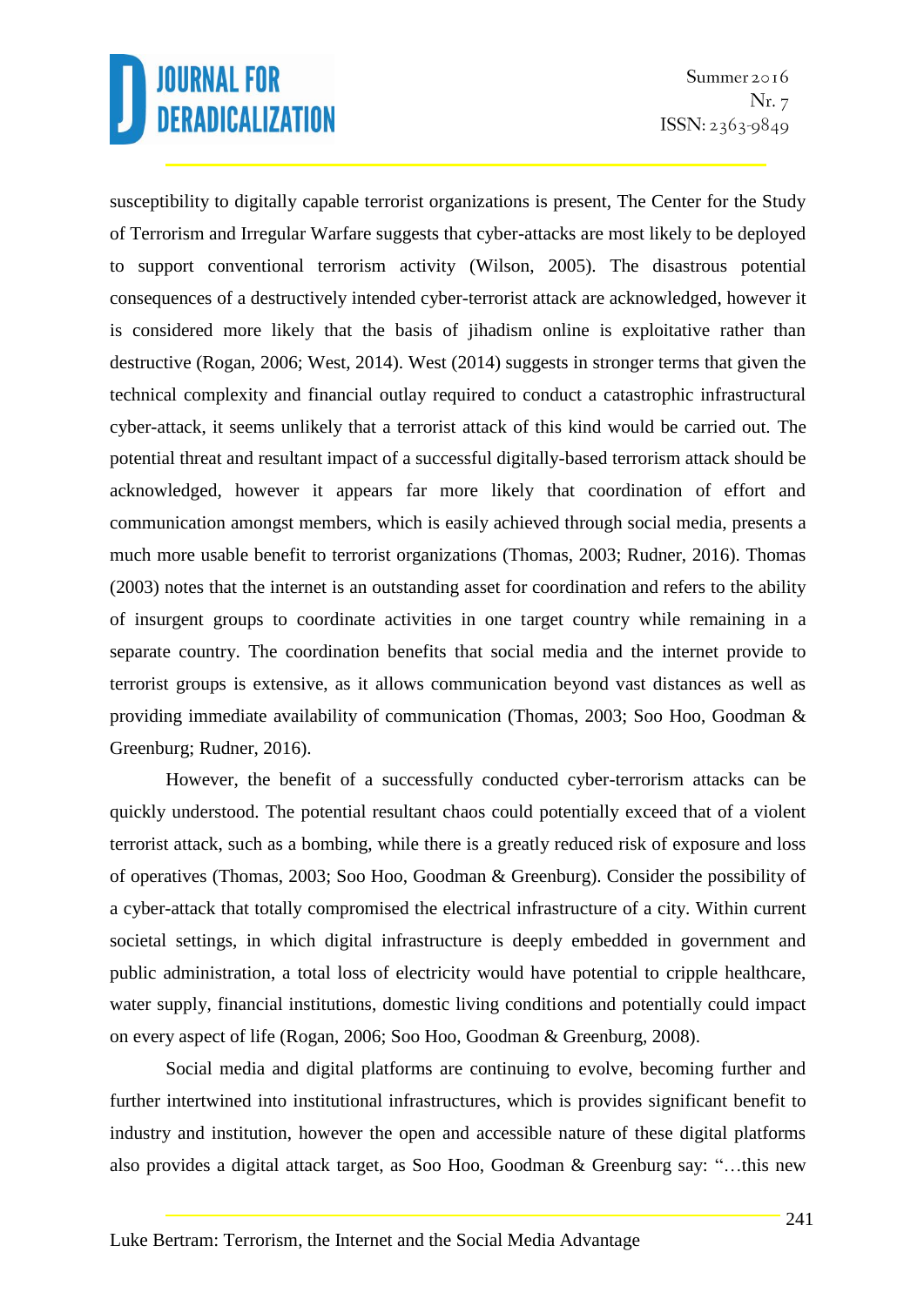susceptibility to digitally capable terrorist organizations is present, The Center for the Study of Terrorism and Irregular Warfare suggests that cyber-attacks are most likely to be deployed to support conventional terrorism activity (Wilson, 2005). The disastrous potential consequences of a destructively intended cyber-terrorist attack are acknowledged, however it is considered more likely that the basis of jihadism online is exploitative rather than destructive (Rogan, 2006; West, 2014). West (2014) suggests in stronger terms that given the technical complexity and financial outlay required to conduct a catastrophic infrastructural cyber-attack, it seems unlikely that a terrorist attack of this kind would be carried out. The potential threat and resultant impact of a successful digitally-based terrorism attack should be acknowledged, however it appears far more likely that coordination of effort and communication amongst members, which is easily achieved through social media, presents a much more usable benefit to terrorist organizations (Thomas, 2003; Rudner, 2016). Thomas (2003) notes that the internet is an outstanding asset for coordination and refers to the ability of insurgent groups to coordinate activities in one target country while remaining in a separate country. The coordination benefits that social media and the internet provide to terrorist groups is extensive, as it allows communication beyond vast distances as well as providing immediate availability of communication (Thomas, 2003; Soo Hoo, Goodman & Greenburg; Rudner, 2016).

However, the benefit of a successfully conducted cyber-terrorism attacks can be quickly understood. The potential resultant chaos could potentially exceed that of a violent terrorist attack, such as a bombing, while there is a greatly reduced risk of exposure and loss of operatives (Thomas, 2003; Soo Hoo, Goodman & Greenburg). Consider the possibility of a cyber-attack that totally compromised the electrical infrastructure of a city. Within current societal settings, in which digital infrastructure is deeply embedded in government and public administration, a total loss of electricity would have potential to cripple healthcare, water supply, financial institutions, domestic living conditions and potentially could impact on every aspect of life (Rogan, 2006; Soo Hoo, Goodman & Greenburg, 2008).

Social media and digital platforms are continuing to evolve, becoming further and further intertwined into institutional infrastructures, which is provides significant benefit to industry and institution, however the open and accessible nature of these digital platforms also provides a digital attack target, as Soo Hoo, Goodman & Greenburg say: "…this new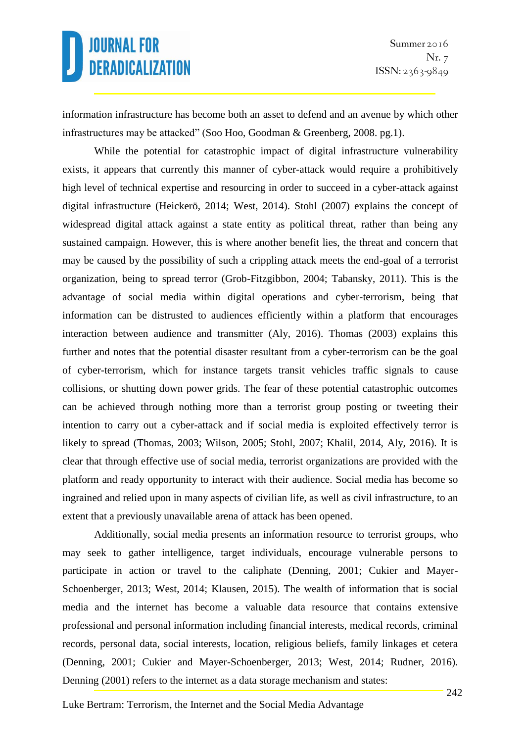information infrastructure has become both an asset to defend and an avenue by which other infrastructures may be attacked" (Soo Hoo, Goodman & Greenberg, 2008. pg.1).

While the potential for catastrophic impact of digital infrastructure vulnerability exists, it appears that currently this manner of cyber-attack would require a prohibitively high level of technical expertise and resourcing in order to succeed in a cyber-attack against digital infrastructure (Heickerö, 2014; West, 2014). Stohl (2007) explains the concept of widespread digital attack against a state entity as political threat, rather than being any sustained campaign. However, this is where another benefit lies, the threat and concern that may be caused by the possibility of such a crippling attack meets the end-goal of a terrorist organization, being to spread terror (Grob-Fitzgibbon, 2004; Tabansky, 2011). This is the advantage of social media within digital operations and cyber-terrorism, being that information can be distrusted to audiences efficiently within a platform that encourages interaction between audience and transmitter (Aly, 2016). Thomas (2003) explains this further and notes that the potential disaster resultant from a cyber-terrorism can be the goal of cyber-terrorism, which for instance targets transit vehicles traffic signals to cause collisions, or shutting down power grids. The fear of these potential catastrophic outcomes can be achieved through nothing more than a terrorist group posting or tweeting their intention to carry out a cyber-attack and if social media is exploited effectively terror is likely to spread (Thomas, 2003; Wilson, 2005; Stohl, 2007; Khalil, 2014, Aly, 2016). It is clear that through effective use of social media, terrorist organizations are provided with the platform and ready opportunity to interact with their audience. Social media has become so ingrained and relied upon in many aspects of civilian life, as well as civil infrastructure, to an extent that a previously unavailable arena of attack has been opened.

Additionally, social media presents an information resource to terrorist groups, who may seek to gather intelligence, target individuals, encourage vulnerable persons to participate in action or travel to the caliphate (Denning, 2001; Cukier and Mayer-Schoenberger, 2013; West, 2014; Klausen, 2015). The wealth of information that is social media and the internet has become a valuable data resource that contains extensive professional and personal information including financial interests, medical records, criminal records, personal data, social interests, location, religious beliefs, family linkages et cetera (Denning, 2001; Cukier and Mayer-Schoenberger, 2013; West, 2014; Rudner, 2016). Denning (2001) refers to the internet as a data storage mechanism and states: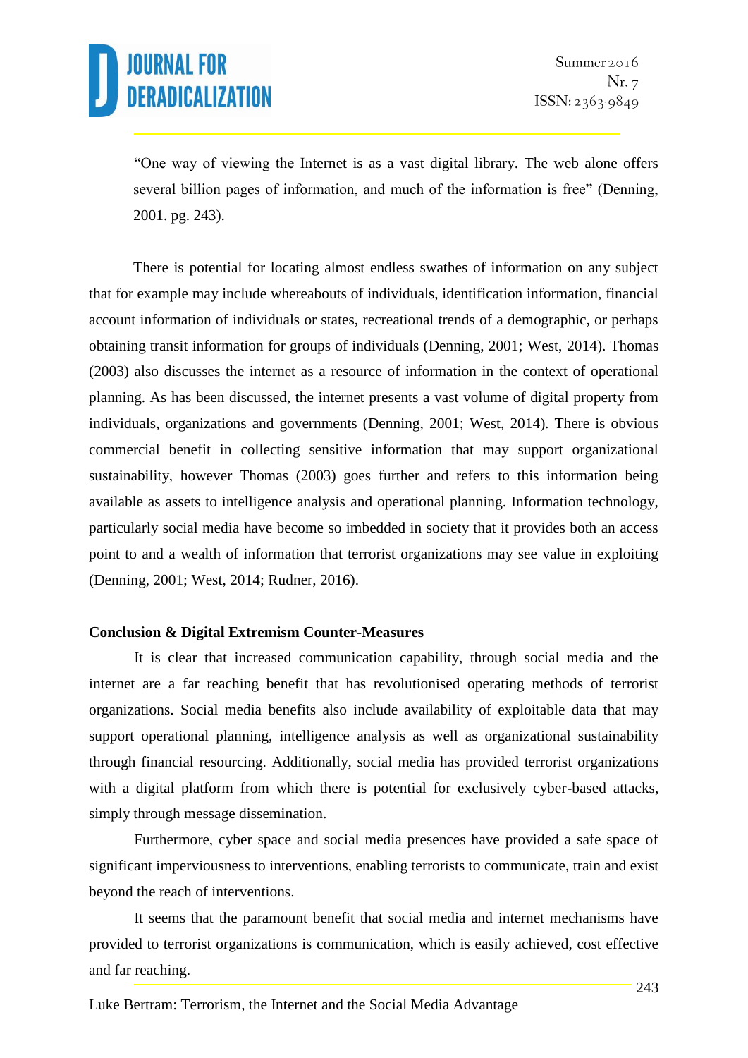"One way of viewing the Internet is as a vast digital library. The web alone offers several billion pages of information, and much of the information is free" (Denning, 2001. pg. 243).

There is potential for locating almost endless swathes of information on any subject that for example may include whereabouts of individuals, identification information, financial account information of individuals or states, recreational trends of a demographic, or perhaps obtaining transit information for groups of individuals (Denning, 2001; West, 2014). Thomas (2003) also discusses the internet as a resource of information in the context of operational planning. As has been discussed, the internet presents a vast volume of digital property from individuals, organizations and governments (Denning, 2001; West, 2014). There is obvious commercial benefit in collecting sensitive information that may support organizational sustainability, however Thomas (2003) goes further and refers to this information being available as assets to intelligence analysis and operational planning. Information technology, particularly social media have become so imbedded in society that it provides both an access point to and a wealth of information that terrorist organizations may see value in exploiting (Denning, 2001; West, 2014; Rudner, 2016).

**Conclusion & Digital Extremism Counter-Measures**

It is clear that increased communication capability, through social media and the internet are a far reaching benefit that has revolutionised operating methods of terrorist organizations. Social media benefits also include availability of exploitable data that may support operational planning, intelligence analysis as well as organizational sustainability through financial resourcing. Additionally, social media has provided terrorist organizations with a digital platform from which there is potential for exclusively cyber-based attacks, simply through message dissemination.

Furthermore, cyber space and social media presences have provided a safe space of significant imperviousness to interventions, enabling terrorists to communicate, train and exist beyond the reach of interventions.

It seems that the paramount benefit that social media and internet mechanisms have provided to terrorist organizations is communication, which is easily achieved, cost effective and far reaching.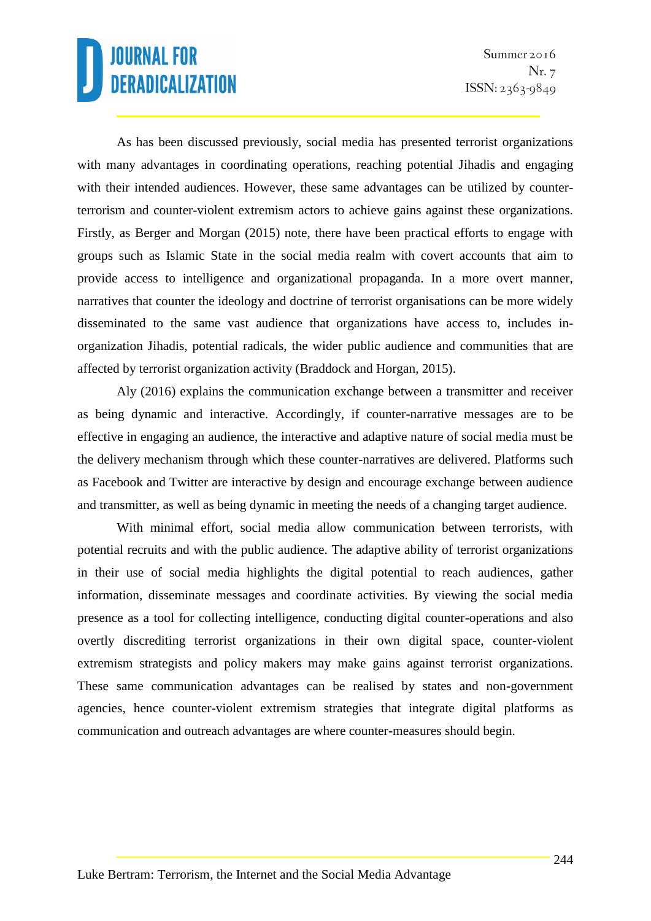As has been discussed previously, social media has presented terrorist organizations with many advantages in coordinating operations, reaching potential Jihadis and engaging with their intended audiences. However, these same advantages can be utilized by counter-terrorism and counter-violent extremism actors to achieve gains against these organizations. Firstly, as Berger and Morgan (2015) note, there have been practical efforts to engage with groups such as Islamic State in the social media realm with covert accounts that aim to provide access to intelligence and organizational propaganda. In a more overt manner, narratives that counter the ideology and doctrine of terrorist organisations can be more widely disseminated to the same vast audience that organizations have access to, includes in-organization Jihadis, potential radicals, the wider public audience and communities that are affected by terrorist organization activity (Braddock and Horgan, 2015).

Aly (2016) explains the communication exchange between a transmitter and receiver as being dynamic and interactive. Accordingly, if counter-narrative messages are to be effective in engaging an audience, the interactive and adaptive nature of social media must be the delivery mechanism through which these counter-narratives are delivered. Platforms such as Facebook and Twitter are interactive by design and encourage exchange between audience and transmitter, as well as being dynamic in meeting the needs of a changing target audience.

With minimal effort, social media allow communication between terrorists, with potential recruits and with the public audience. The adaptive ability of terrorist organizations in their use of social media highlights the digital potential to reach audiences, gather information, disseminate messages and coordinate activities. By viewing the social media presence as a tool for collecting intelligence, conducting digital counter-operations and also overtly discrediting terrorist organizations in their own digital space, counter-violent extremism strategists and policy makers may make gains against terrorist organizations. These same communication advantages can be realised by states and non-government agencies, hence counter-violent extremism strategies that integrate digital platforms as communication and outreach advantages are where counter-measures should begin.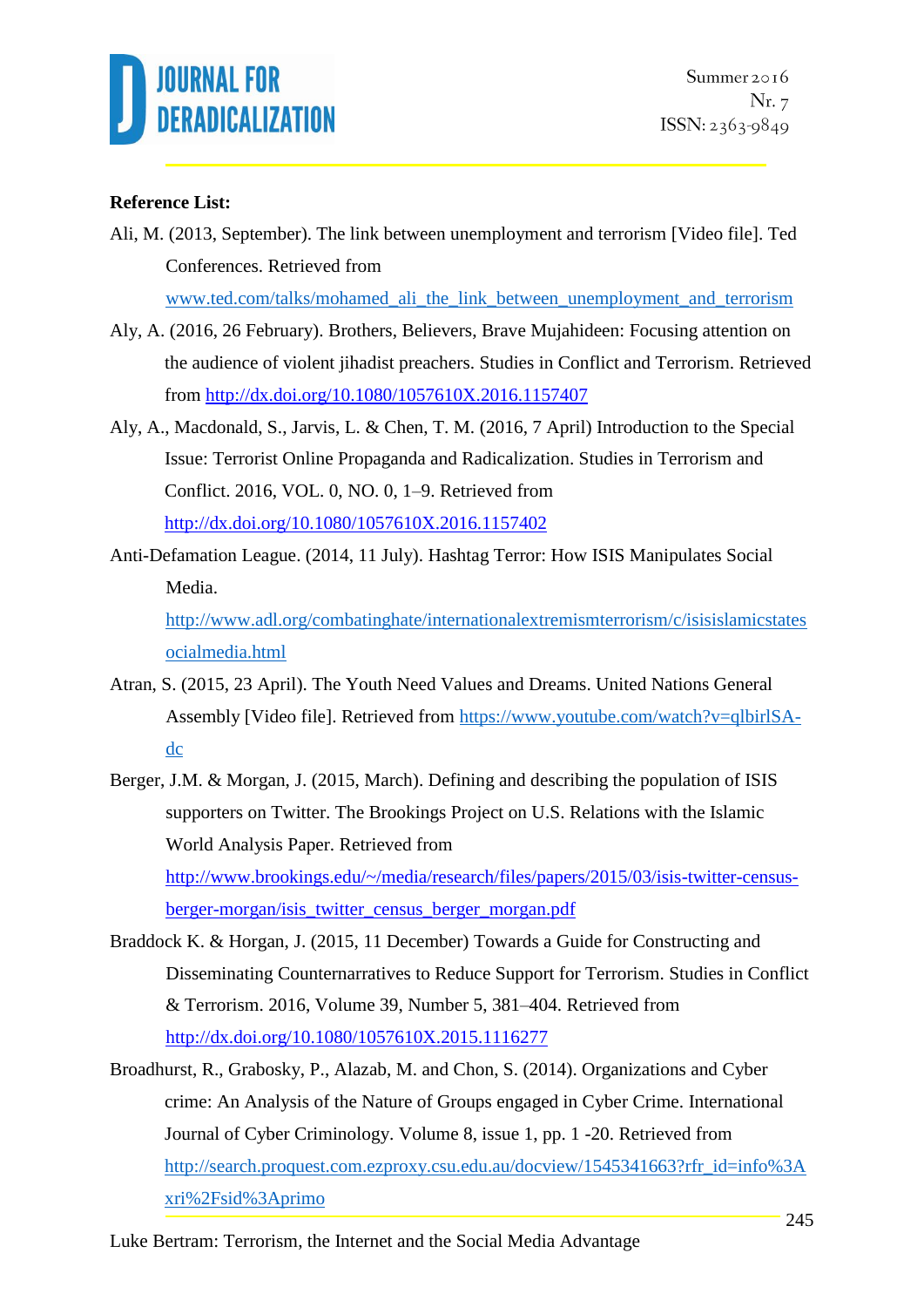**Reference List:**

Ali, M. (2013, September). The link between unemployment and terrorism [Video file]. Ted Conferences. Retrieved from www.ted.com/talks/mohamed_ali_the_link_between_unemployment_and_terrorism

Aly, A. (2016, 26 February). Brothers, Believers, Brave Mujahideen: Focusing attention on the audience of violent jihadist preachers. Studies in Conflict and Terrorism. Retrieved from http://dx.doi.org/10.1080/1057610X.2016.1157407

Aly, A., Macdonald, S., Jarvis, L. & Chen, T. M. (2016, 7 April) Introduction to the Special Issue: Terrorist Online Propaganda and Radicalization. Studies in Terrorism and Conflict. 2016, VOL. 0, NO. 0, 1–9. Retrieved from http://dx.doi.org/10.1080/1057610X.2016.1157402

Anti-Defamation League. (2014, 11 July). Hashtag Terror: How ISIS Manipulates Social Media. http://www.adl.org/combatinghate/internationalextremismterrorism/c/isisislamicstatesocialmedia.html

Atran, S. (2015, 23 April). The Youth Need Values and Dreams. United Nations General Assembly [Video file]. Retrieved from https://www.youtube.com/watch?v=qlbirlSA-dc

Berger, J.M. & Morgan, J. (2015, March). Defining and describing the population of ISIS supporters on Twitter. The Brookings Project on U.S. Relations with the Islamic World Analysis Paper. Retrieved from http://www.brookings.edu/~/media/research/files/papers/2015/03/isis-twitter-census-berger-morgan/isis_twitter_census_berger_morgan.pdf

Braddock K. & Horgan, J. (2015, 11 December) Towards a Guide for Constructing and Disseminating Counternarratives to Reduce Support for Terrorism. Studies in Conflict & Terrorism. 2016, Volume 39, Number 5, 381–404. Retrieved from http://dx.doi.org/10.1080/1057610X.2015.1116277

Broadhurst, R., Grabosky, P., Alazab, M. and Chon, S. (2014). Organizations and Cyber crime: An Analysis of the Nature of Groups engaged in Cyber Crime. International Journal of Cyber Criminology. Volume 8, issue 1, pp. 1 -20. Retrieved from http://search.proquest.com.ezproxy.csu.edu.au/docview/1545341663?rfr_id=info%3Axri%2Fsid%3Aprimo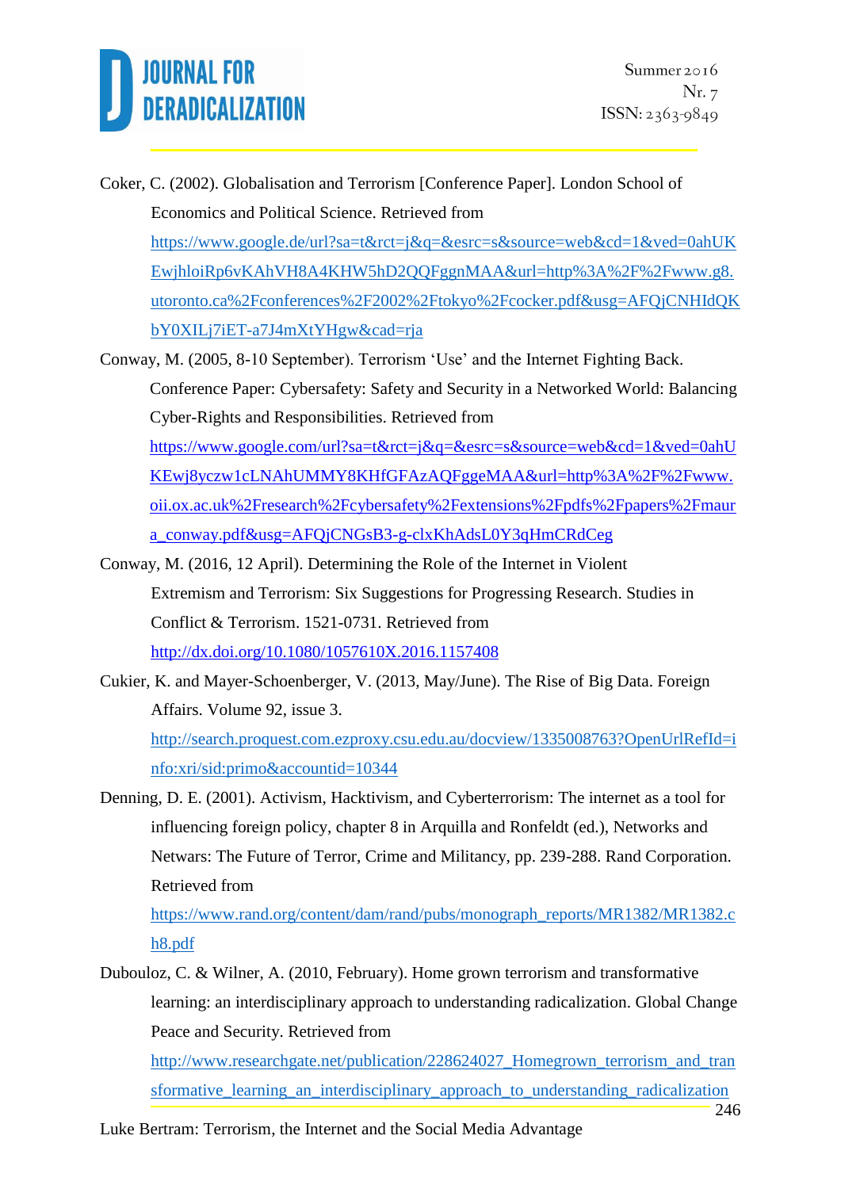Coker, C. (2002). Globalisation and Terrorism [Conference Paper]. London School of Economics and Political Science. Retrieved from https://www.google.de/url?sa=t&rct=j&q=&esrc=s&source=web&cd=1&ved=0ahUKEwjhloiRp6vKAhVH8A4KHW5hD2QQFggnMAA&url=http%3A%2F%2Fwww.g8.utoronto.ca%2Fconferences%2F2002%2Ftokyo%2Fcocker.pdf&usg=AFQjCNHIdQKbY0XILj7iET-a7J4mXtYHgw&cad=rja

Conway, M. (2005, 8-10 September). Terrorism 'Use' and the Internet Fighting Back. Conference Paper: Cybersafety: Safety and Security in a Networked World: Balancing Cyber-Rights and Responsibilities. Retrieved from https://www.google.com/url?sa=t&rct=j&q=&esrc=s&source=web&cd=1&ved=0ahUKEwj8yczw1cLNAhUMMY8KHfGFAzAQFggeMAA&url=http%3A%2F%2Fwww.oii.ox.ac.uk%2Fresearch%2Fcybersafety%2Fextensions%2Fpdfs%2Fpapers%2Fmaura_conway.pdf&usg=AFQjCNGsB3-g-clxKhAdsL0Y3qHmCRdCeg

Conway, M. (2016, 12 April). Determining the Role of the Internet in Violent Extremism and Terrorism: Six Suggestions for Progressing Research. Studies in Conflict & Terrorism. 1521-0731. Retrieved from http://dx.doi.org/10.1080/1057610X.2016.1157408

Cukier, K. and Mayer-Schoenberger, V. (2013, May/June). The Rise of Big Data. Foreign Affairs. Volume 92, issue 3. http://search.proquest.com.ezproxy.csu.edu.au/docview/1335008763?OpenUrlRefId=info:xri/sid:primo&accountid=10344

Denning, D. E. (2001). Activism, Hacktivism, and Cyberterrorism: The internet as a tool for influencing foreign policy, chapter 8 in Arquilla and Ronfeldt (ed.), Networks and Netwars: The Future of Terror, Crime and Militancy, pp. 239-288. Rand Corporation. Retrieved from https://www.rand.org/content/dam/rand/pubs/monograph_reports/MR1382/MR1382.ch8.pdf

Dubouloz, C. & Wilner, A. (2010, February). Home grown terrorism and transformative learning: an interdisciplinary approach to understanding radicalization. Global Change Peace and Security. Retrieved from http://www.researchgate.net/publication/228624027_Homegrown_terrorism_and_transformative_learning_an_interdisciplinary_approach_to_understanding_radicalization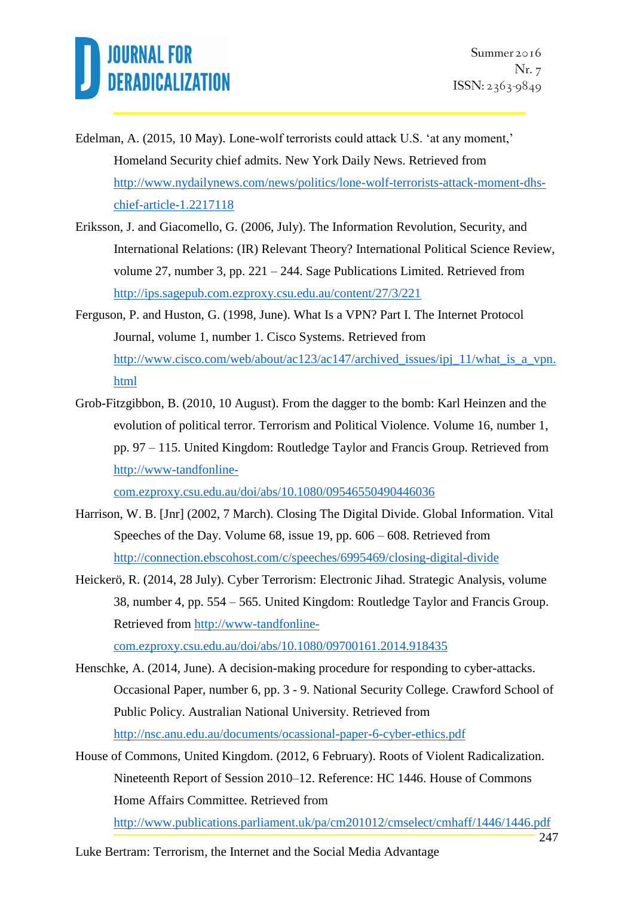Edelman, A. (2015, 10 May). Lone-wolf terrorists could attack U.S. 'at any moment,' Homeland Security chief admits. New York Daily News. Retrieved from http://www.nydailynews.com/news/politics/lone-wolf-terrorists-attack-moment-dhs-chief-article-1.2217118

Eriksson, J. and Giacomello, G. (2006, July). The Information Revolution, Security, and International Relations: (IR) Relevant Theory? International Political Science Review, volume 27, number 3, pp. 221 – 244. Sage Publications Limited. Retrieved from http://ips.sagepub.com.ezproxy.csu.edu.au/content/27/3/221

Ferguson, P. and Huston, G. (1998, June). What Is a VPN? Part I. The Internet Protocol Journal, volume 1, number 1. Cisco Systems. Retrieved from http://www.cisco.com/web/about/ac123/ac147/archived_issues/ipj_11/what_is_a_vpn.html

Grob-Fitzgibbon, B. (2010, 10 August). From the dagger to the bomb: Karl Heinzen and the evolution of political terror. Terrorism and Political Violence. Volume 16, number 1, pp. 97 – 115. United Kingdom: Routledge Taylor and Francis Group. Retrieved from http://www-tandfonline-com.ezproxy.csu.edu.au/doi/abs/10.1080/09546550490446036

Harrison, W. B. [Jnr] (2002, 7 March). Closing The Digital Divide. Global Information. Vital Speeches of the Day. Volume 68, issue 19, pp. 606 – 608. Retrieved from http://connection.ebscohost.com/c/speeches/6995469/closing-digital-divide

Heickerö, R. (2014, 28 July). Cyber Terrorism: Electronic Jihad. Strategic Analysis, volume 38, number 4, pp. 554 – 565. United Kingdom: Routledge Taylor and Francis Group. Retrieved from http://www-tandfonline-com.ezproxy.csu.edu.au/doi/abs/10.1080/09700161.2014.918435

Henschke, A. (2014, June). A decision-making procedure for responding to cyber-attacks. Occasional Paper, number 6, pp. 3 - 9. National Security College. Crawford School of Public Policy. Australian National University. Retrieved from http://nsc.anu.edu.au/documents/ocassional-paper-6-cyber-ethics.pdf

House of Commons, United Kingdom. (2012, 6 February). Roots of Violent Radicalization. Nineteenth Report of Session 2010–12. Reference: HC 1446. House of Commons Home Affairs Committee. Retrieved from http://www.publications.parliament.uk/pa/cm201012/cmselect/cmhaff/1446/1446.pdf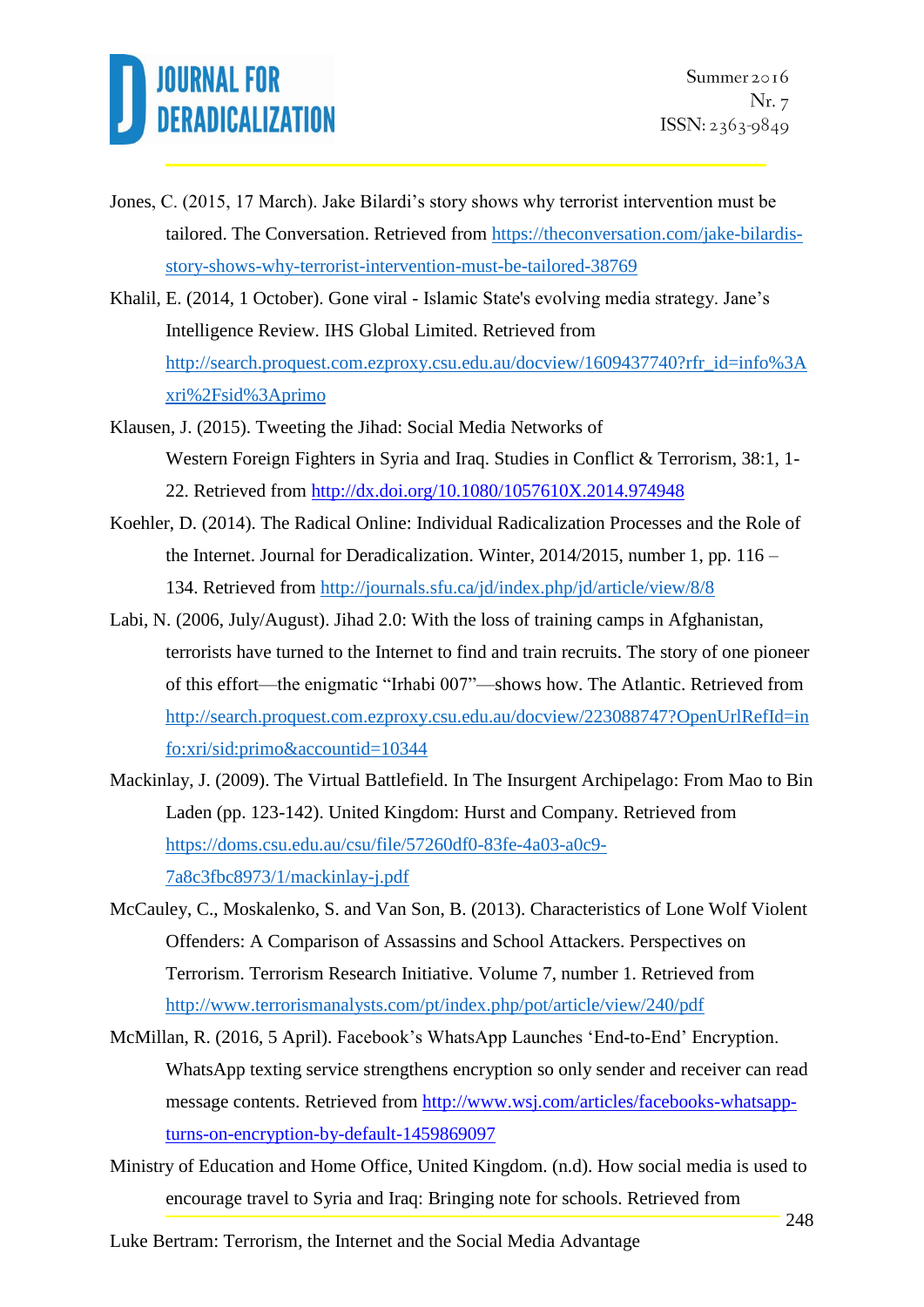Jones, C. (2015, 17 March). Jake Bilardi's story shows why terrorist intervention must be tailored. The Conversation. Retrieved from https://theconversation.com/jake-bilardis-story-shows-why-terrorist-intervention-must-be-tailored-38769

Khalil, E. (2014, 1 October). Gone viral - Islamic State's evolving media strategy. Jane's Intelligence Review. IHS Global Limited. Retrieved from http://search.proquest.com.ezproxy.csu.edu.au/docview/1609437740?rfr_id=info%3Axri%2Fsid%3Aprimo

Klausen, J. (2015). Tweeting the Jihad: Social Media Networks of Western Foreign Fighters in Syria and Iraq. Studies in Conflict & Terrorism, 38:1, 1-22. Retrieved from http://dx.doi.org/10.1080/1057610X.2014.974948

Koehler, D. (2014). The Radical Online: Individual Radicalization Processes and the Role of the Internet. Journal for Deradicalization. Winter, 2014/2015, number 1, pp. 116 – 134. Retrieved from http://journals.sfu.ca/jd/index.php/jd/article/view/8/8

Labi, N. (2006, July/August). Jihad 2.0: With the loss of training camps in Afghanistan, terrorists have turned to the Internet to find and train recruits. The story of one pioneer of this effort—the enigmatic "Irhabi 007"—shows how. The Atlantic. Retrieved from http://search.proquest.com.ezproxy.csu.edu.au/docview/223088747?OpenUrlRefId=info:xri/sid:primo&accountid=10344

Mackinlay, J. (2009). The Virtual Battlefield. In The Insurgent Archipelago: From Mao to Bin Laden (pp. 123-142). United Kingdom: Hurst and Company. Retrieved from https://doms.csu.edu.au/csu/file/57260df0-83fe-4a03-a0c9-7a8c3fbc8973/1/mackinlay-j.pdf

McCauley, C., Moskalenko, S. and Van Son, B. (2013). Characteristics of Lone Wolf Violent Offenders: A Comparison of Assassins and School Attackers. Perspectives on Terrorism. Terrorism Research Initiative. Volume 7, number 1. Retrieved from http://www.terrorismanalysts.com/pt/index.php/pot/article/view/240/pdf

McMillan, R. (2016, 5 April). Facebook's WhatsApp Launches 'End-to-End' Encryption. WhatsApp texting service strengthens encryption so only sender and receiver can read message contents. Retrieved from http://www.wsj.com/articles/facebooks-whatsapp-turns-on-encryption-by-default-1459869097

Ministry of Education and Home Office, United Kingdom. (n.d). How social media is used to encourage travel to Syria and Iraq: Bringing note for schools. Retrieved from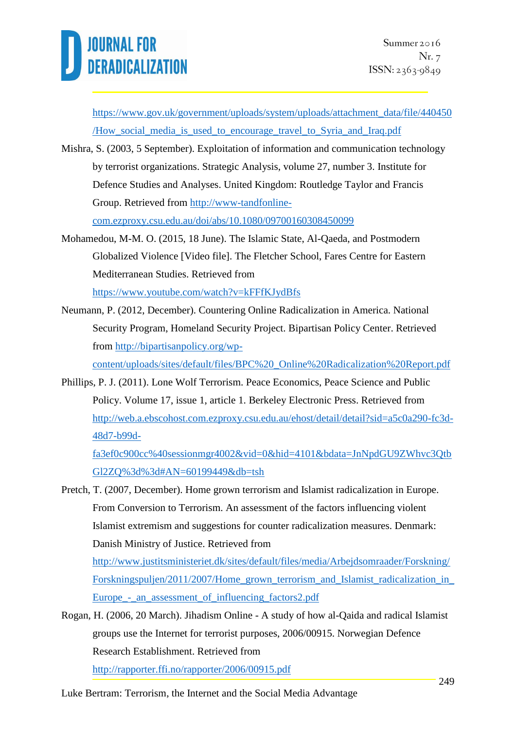https://www.gov.uk/government/uploads/system/uploads/attachment_data/file/440450/How_social_media_is_used_to_encourage_travel_to_Syria_and_Iraq.pdf

Mishra, S. (2003, 5 September). Exploitation of information and communication technology by terrorist organizations. Strategic Analysis, volume 27, number 3. Institute for Defence Studies and Analyses. United Kingdom: Routledge Taylor and Francis Group. Retrieved from http://www-tandfonline-com.ezproxy.csu.edu.au/doi/abs/10.1080/09700160308450099

Mohamedou, M-M. O. (2015, 18 June). The Islamic State, Al-Qaeda, and Postmodern Globalized Violence [Video file]. The Fletcher School, Fares Centre for Eastern Mediterranean Studies. Retrieved from https://www.youtube.com/watch?v=kFFfKJydBfs

Neumann, P. (2012, December). Countering Online Radicalization in America. National Security Program, Homeland Security Project. Bipartisan Policy Center. Retrieved from http://bipartisanpolicy.org/wp-content/uploads/sites/default/files/BPC%20_Online%20Radicalization%20Report.pdf

Phillips, P. J. (2011). Lone Wolf Terrorism. Peace Economics, Peace Science and Public Policy. Volume 17, issue 1, article 1. Berkeley Electronic Press. Retrieved from http://web.a.ebscohost.com.ezproxy.csu.edu.au/ehost/detail/detail?sid=a5c0a290-fc3d-48d7-b99d-fa3ef0c900cc%40sessionmgr4002&vid=0&hid=4101&bdata=JnNpdGU9ZWhvc3QtbGl2ZQ%3d%3d#AN=60199449&db=tsh

Pretch, T. (2007, December). Home grown terrorism and Islamist radicalization in Europe. From Conversion to Terrorism. An assessment of the factors influencing violent Islamist extremism and suggestions for counter radicalization measures. Denmark: Danish Ministry of Justice. Retrieved from http://www.justitsministeriet.dk/sites/default/files/media/Arbejdsomraader/Forskning/Forskningspuljen/2011/2007/Home_grown_terrorism_and_Islamist_radicalization_in_Europe_-_an_assessment_of_influencing_factors2.pdf

Rogan, H. (2006, 20 March). Jihadism Online - A study of how al-Qaida and radical Islamist groups use the Internet for terrorist purposes, 2006/00915. Norwegian Defence Research Establishment. Retrieved from http://rapporter.ffi.no/rapporter/2006/00915.pdf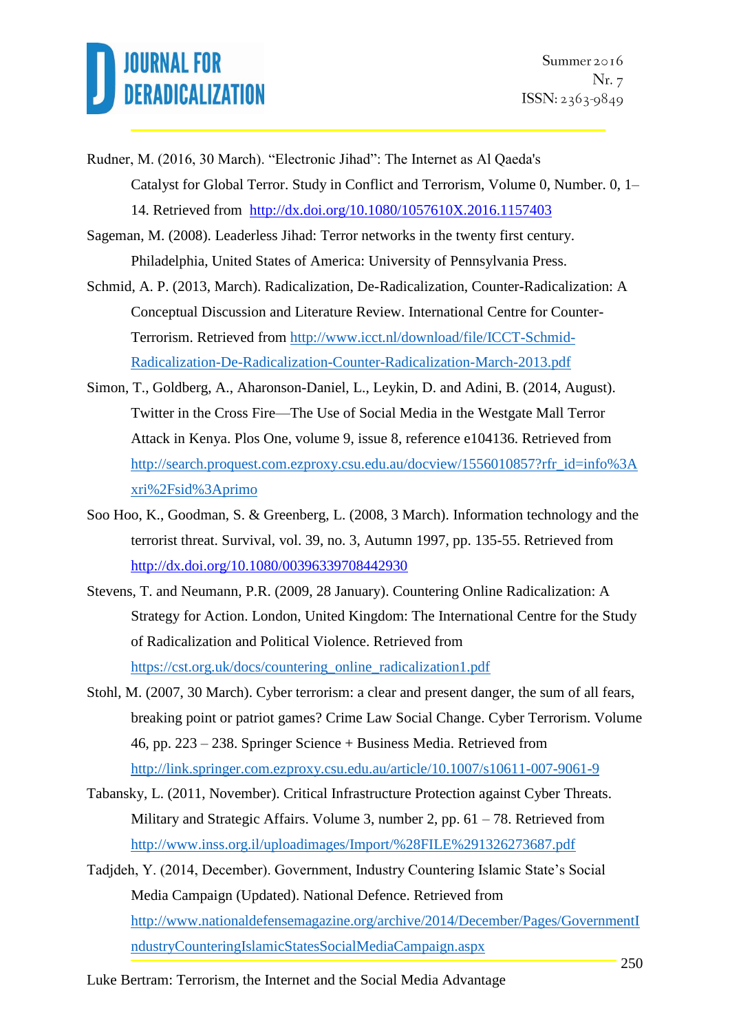Rudner, M. (2016, 30 March). “Electronic Jihad”: The Internet as Al Qaeda's Catalyst for Global Terror. Study in Conflict and Terrorism, Volume 0, Number. 0, 1–14. Retrieved from http://dx.doi.org/10.1080/1057610X.2016.1157403

Sageman, M. (2008). Leaderless Jihad: Terror networks in the twenty first century. Philadelphia, United States of America: University of Pennsylvania Press.

Schmid, A. P. (2013, March). Radicalization, De-Radicalization, Counter-Radicalization: A Conceptual Discussion and Literature Review. International Centre for Counter-Terrorism. Retrieved from http://www.icct.nl/download/file/ICCT-Schmid-Radicalization-De-Radicalization-Counter-Radicalization-March-2013.pdf

Simon, T., Goldberg, A., Aharonson-Daniel, L., Leykin, D. and Adini, B. (2014, August). Twitter in the Cross Fire—The Use of Social Media in the Westgate Mall Terror Attack in Kenya. Plos One, volume 9, issue 8, reference e104136. Retrieved from http://search.proquest.com.ezproxy.csu.edu.au/docview/1556010857?rfr_id=info%3Axri%2Fsid%3Aprimo

Soo Hoo, K., Goodman, S. & Greenberg, L. (2008, 3 March). Information technology and the terrorist threat. Survival, vol. 39, no. 3, Autumn 1997, pp. 135-55. Retrieved from http://dx.doi.org/10.1080/00396339708442930

Stevens, T. and Neumann, P.R. (2009, 28 January). Countering Online Radicalization: A Strategy for Action. London, United Kingdom: The International Centre for the Study of Radicalization and Political Violence. Retrieved from https://cst.org.uk/docs/countering_online_radicalization1.pdf

Stohl, M. (2007, 30 March). Cyber terrorism: a clear and present danger, the sum of all fears, breaking point or patriot games? Crime Law Social Change. Cyber Terrorism. Volume 46, pp. 223 – 238. Springer Science + Business Media. Retrieved from http://link.springer.com.ezproxy.csu.edu.au/article/10.1007/s10611-007-9061-9

Tabansky, L. (2011, November). Critical Infrastructure Protection against Cyber Threats. Military and Strategic Affairs. Volume 3, number 2, pp. 61 – 78. Retrieved from http://www.inss.org.il/uploadimages/Import/%28FILE%291326273687.pdf

Tadjdeh, Y. (2014, December). Government, Industry Countering Islamic State’s Social Media Campaign (Updated). National Defence. Retrieved from http://www.nationaldefensemagazine.org/archive/2014/December/Pages/GovernmentIndustryCounteringIslamicStatesSocialMediaCampaign.aspx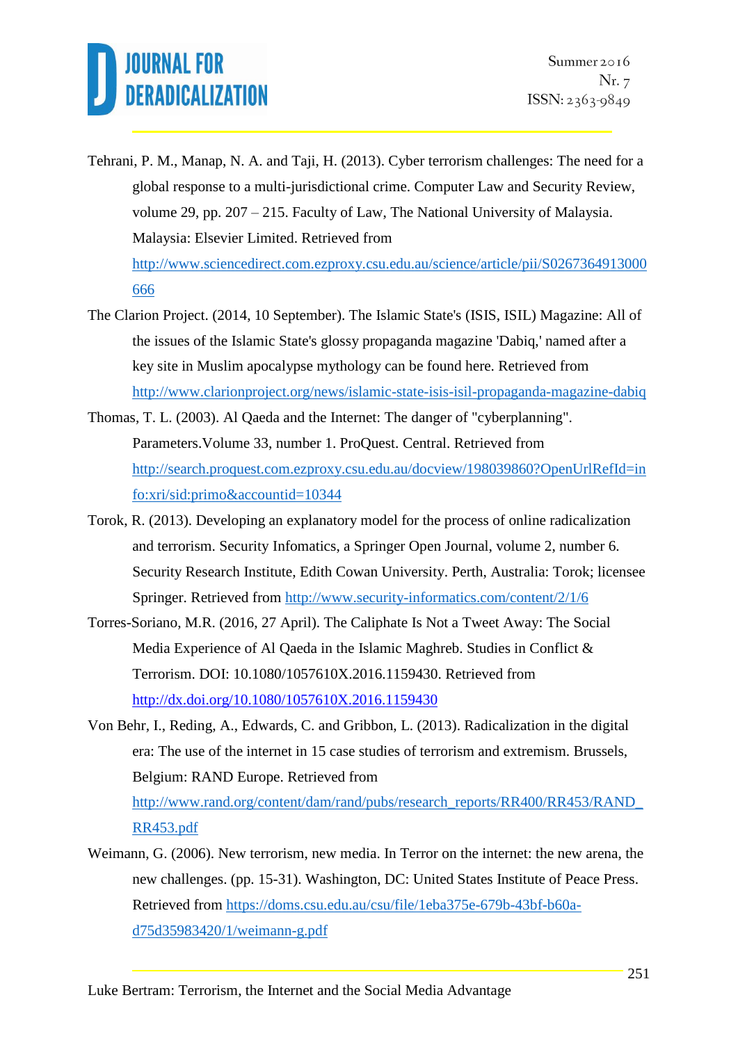Tehrani, P. M., Manap, N. A. and Taji, H. (2013). Cyber terrorism challenges: The need for a global response to a multi-jurisdictional crime. Computer Law and Security Review, volume 29, pp. 207 – 215. Faculty of Law, The National University of Malaysia. Malaysia: Elsevier Limited. Retrieved from http://www.sciencedirect.com.ezproxy.csu.edu.au/science/article/pii/S0267364913000666

The Clarion Project. (2014, 10 September). The Islamic State's (ISIS, ISIL) Magazine: All of the issues of the Islamic State's glossy propaganda magazine 'Dabiq,' named after a key site in Muslim apocalypse mythology can be found here. Retrieved from http://www.clarionproject.org/news/islamic-state-isis-isil-propaganda-magazine-dabiq

Thomas, T. L. (2003). Al Qaeda and the Internet: The danger of "cyberplanning". Parameters.Volume 33, number 1. ProQuest. Central. Retrieved from http://search.proquest.com.ezproxy.csu.edu.au/docview/198039860?OpenUrlRefId=info:xri/sid:primo&accountid=10344

Torok, R. (2013). Developing an explanatory model for the process of online radicalization and terrorism. Security Infomatics, a Springer Open Journal, volume 2, number 6. Security Research Institute, Edith Cowan University. Perth, Australia: Torok; licensee Springer. Retrieved from http://www.security-informatics.com/content/2/1/6

Torres-Soriano, M.R. (2016, 27 April). The Caliphate Is Not a Tweet Away: The Social Media Experience of Al Qaeda in the Islamic Maghreb. Studies in Conflict & Terrorism. DOI: 10.1080/1057610X.2016.1159430. Retrieved from http://dx.doi.org/10.1080/1057610X.2016.1159430

Von Behr, I., Reding, A., Edwards, C. and Gribbon, L. (2013). Radicalization in the digital era: The use of the internet in 15 case studies of terrorism and extremism. Brussels, Belgium: RAND Europe. Retrieved from http://www.rand.org/content/dam/rand/pubs/research_reports/RR400/RR453/RAND_RR453.pdf

Weimann, G. (2006). New terrorism, new media. In Terror on the internet: the new arena, the new challenges. (pp. 15-31). Washington, DC: United States Institute of Peace Press. Retrieved from https://doms.csu.edu.au/csu/file/1eba375e-679b-43bf-b60a-d75d35983420/1/weimann-g.pdf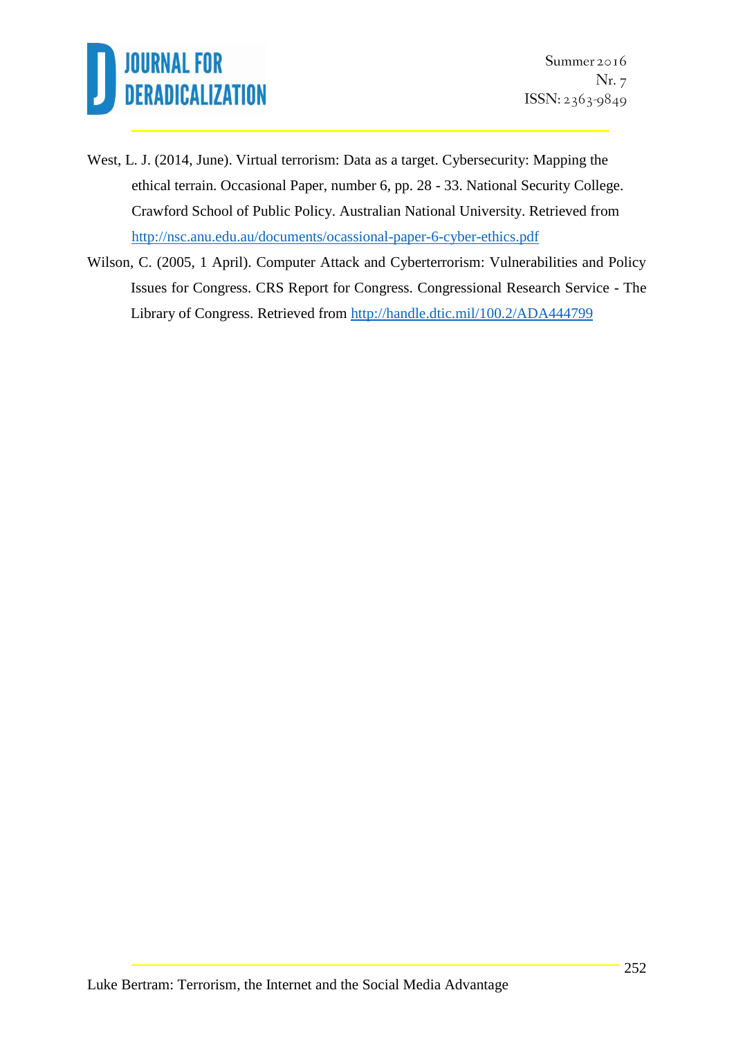West, L. J. (2014, June). Virtual terrorism: Data as a target. Cybersecurity: Mapping the ethical terrain. Occasional Paper, number 6, pp. 28 - 33. National Security College. Crawford School of Public Policy. Australian National University. Retrieved from http://nsc.anu.edu.au/documents/ocassional-paper-6-cyber-ethics.pdf

Wilson, C. (2005, 1 April). Computer Attack and Cyberterrorism: Vulnerabilities and Policy Issues for Congress. CRS Report for Congress. Congressional Research Service - The Library of Congress. Retrieved from http://handle.dtic.mil/100.2/ADA444799